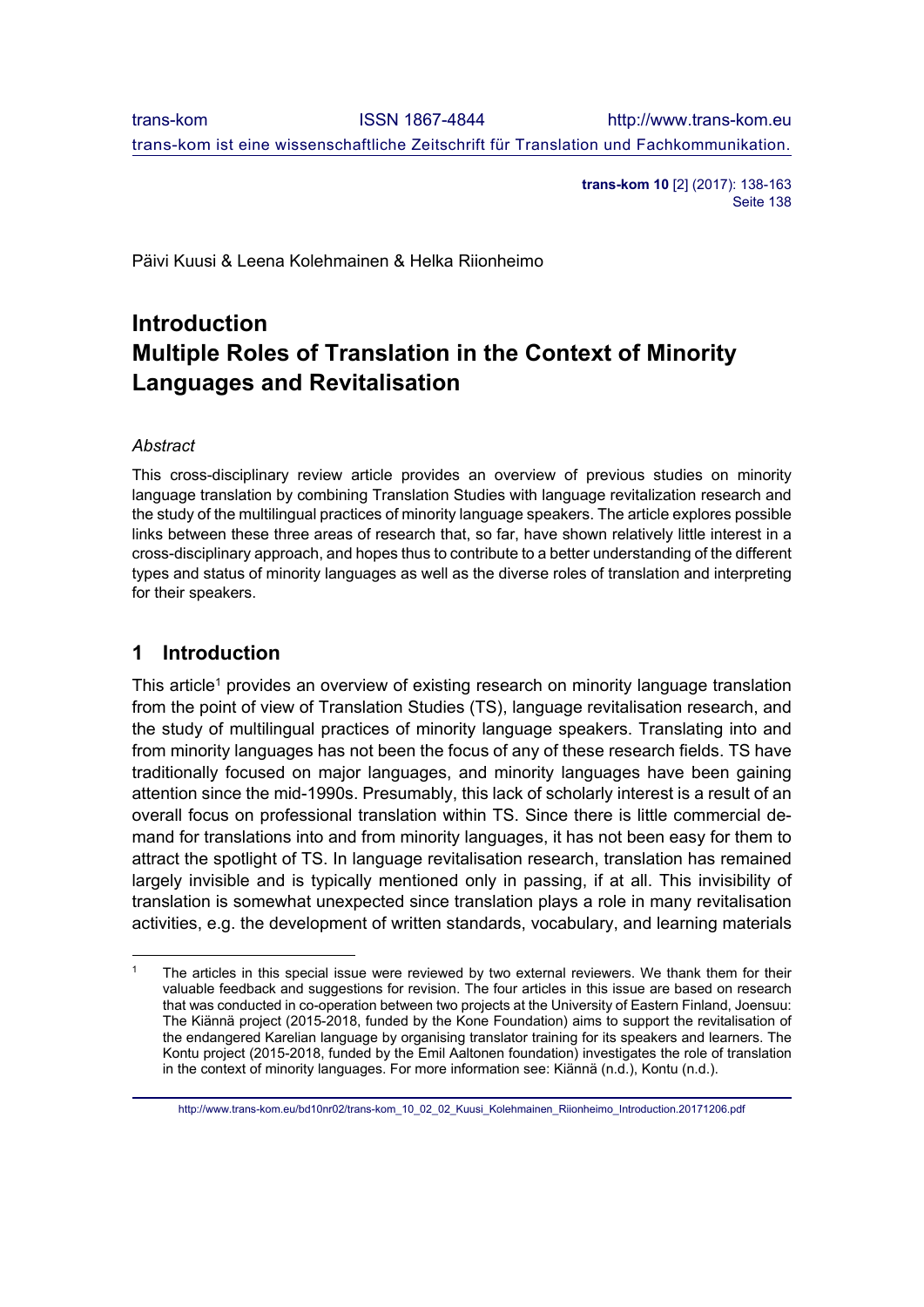Päivi Kuusi & Leena Kolehmainen & Helka Riionheimo

# Introduction
# Multiple Roles of Translation in the Context of Minority Languages and Revitalisation

*Abstract*

This cross-disciplinary review article provides an overview of previous studies on minority language translation by combining Translation Studies with language revitalization research and the study of the multilingual practices of minority language speakers. The article explores possible links between these three areas of research that, so far, have shown relatively little interest in a cross-disciplinary approach, and hopes thus to contribute to a better understanding of the different types and status of minority languages as well as the diverse roles of translation and interpreting for their speakers.

## 1 Introduction

This article[1] provides an overview of existing research on minority language translation from the point of view of Translation Studies (TS), language revitalisation research, and the study of multilingual practices of minority language speakers. Translating into and from minority languages has not been the focus of any of these research fields. TS have traditionally focused on major languages, and minority languages have been gaining attention since the mid-1990s. Presumably, this lack of scholarly interest is a result of an overall focus on professional translation within TS. Since there is little commercial demand for translations into and from minority languages, it has not been easy for them to attract the spotlight of TS. In language revitalisation research, translation has remained largely invisible and is typically mentioned only in passing, if at all. This invisibility of translation is somewhat unexpected since translation plays a role in many revitalisation activities, e.g. the development of written standards, vocabulary, and learning materials

[1] The articles in this special issue were reviewed by two external reviewers. We thank them for their valuable feedback and suggestions for revision. The four articles in this issue are based on research that was conducted in co-operation between two projects at the University of Eastern Finland, Joensuu: The Kiännä project (2015-2018, funded by the Kone Foundation) aims to support the revitalisation of the endangered Karelian language by organising translator training for its speakers and learners. The Kontu project (2015-2018, funded by the Emil Aaltonen foundation) investigates the role of translation in the context of minority languages. For more information see: Kiännä (n.d.), Kontu (n.d.).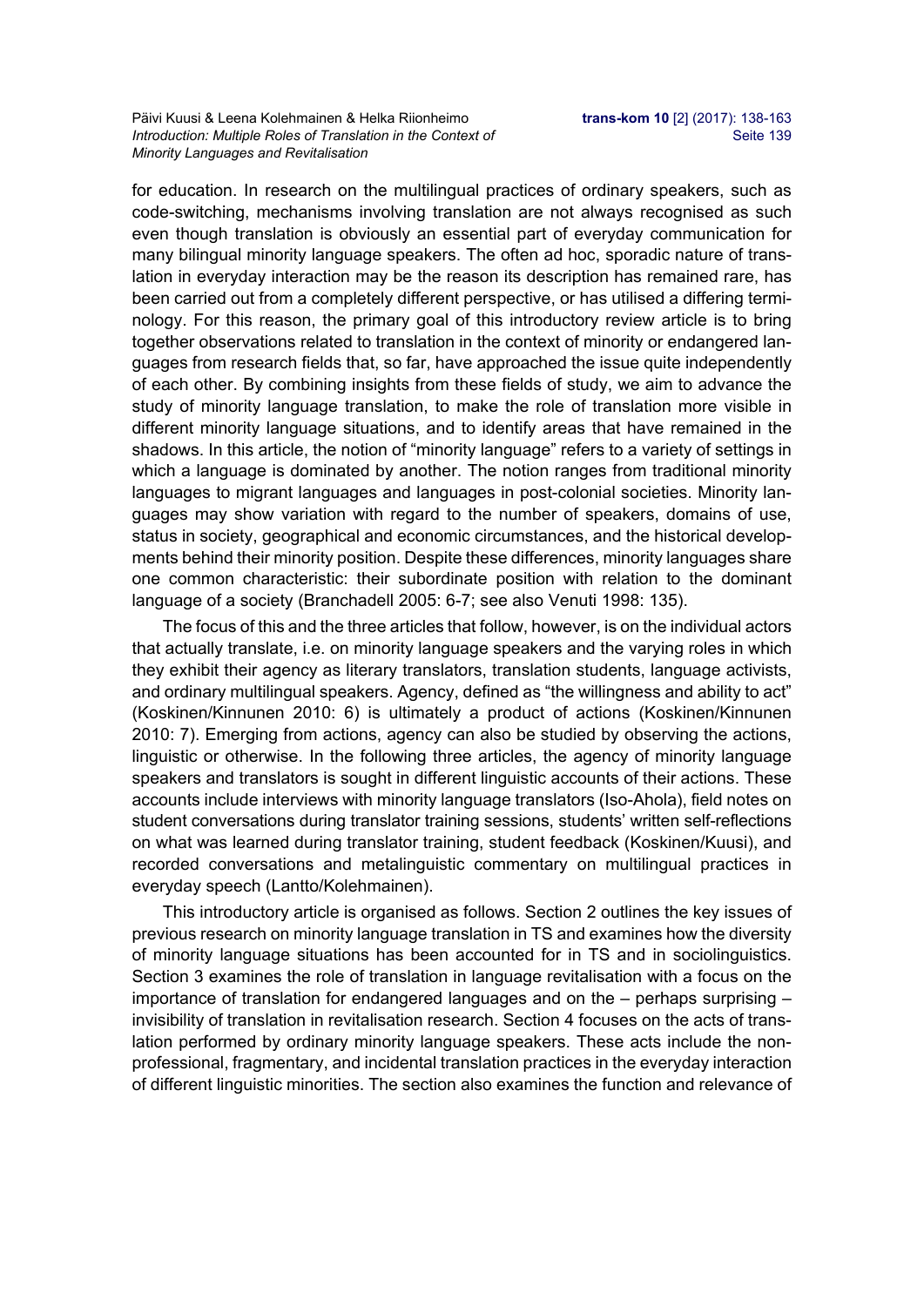for education. In research on the multilingual practices of ordinary speakers, such as code-switching, mechanisms involving translation are not always recognised as such even though translation is obviously an essential part of everyday communication for many bilingual minority language speakers. The often ad hoc, sporadic nature of translation in everyday interaction may be the reason its description has remained rare, has been carried out from a completely different perspective, or has utilised a differing terminology. For this reason, the primary goal of this introductory review article is to bring together observations related to translation in the context of minority or endangered languages from research fields that, so far, have approached the issue quite independently of each other. By combining insights from these fields of study, we aim to advance the study of minority language translation, to make the role of translation more visible in different minority language situations, and to identify areas that have remained in the shadows. In this article, the notion of "minority language" refers to a variety of settings in which a language is dominated by another. The notion ranges from traditional minority languages to migrant languages and languages in post-colonial societies. Minority languages may show variation with regard to the number of speakers, domains of use, status in society, geographical and economic circumstances, and the historical developments behind their minority position. Despite these differences, minority languages share one common characteristic: their subordinate position with relation to the dominant language of a society (Branchadell 2005: 6-7; see also Venuti 1998: 135).

The focus of this and the three articles that follow, however, is on the individual actors that actually translate, i.e. on minority language speakers and the varying roles in which they exhibit their agency as literary translators, translation students, language activists, and ordinary multilingual speakers. Agency, defined as "the willingness and ability to act" (Koskinen/Kinnunen 2010: 6) is ultimately a product of actions (Koskinen/Kinnunen 2010: 7). Emerging from actions, agency can also be studied by observing the actions, linguistic or otherwise. In the following three articles, the agency of minority language speakers and translators is sought in different linguistic accounts of their actions. These accounts include interviews with minority language translators (Iso-Ahola), field notes on student conversations during translator training sessions, students' written self-reflections on what was learned during translator training, student feedback (Koskinen/Kuusi), and recorded conversations and metalinguistic commentary on multilingual practices in everyday speech (Lantto/Kolehmainen).

This introductory article is organised as follows. Section 2 outlines the key issues of previous research on minority language translation in TS and examines how the diversity of minority language situations has been accounted for in TS and in sociolinguistics. Section 3 examines the role of translation in language revitalisation with a focus on the importance of translation for endangered languages and on the – perhaps surprising – invisibility of translation in revitalisation research. Section 4 focuses on the acts of translation performed by ordinary minority language speakers. These acts include the non-professional, fragmentary, and incidental translation practices in the everyday interaction of different linguistic minorities. The section also examines the function and relevance of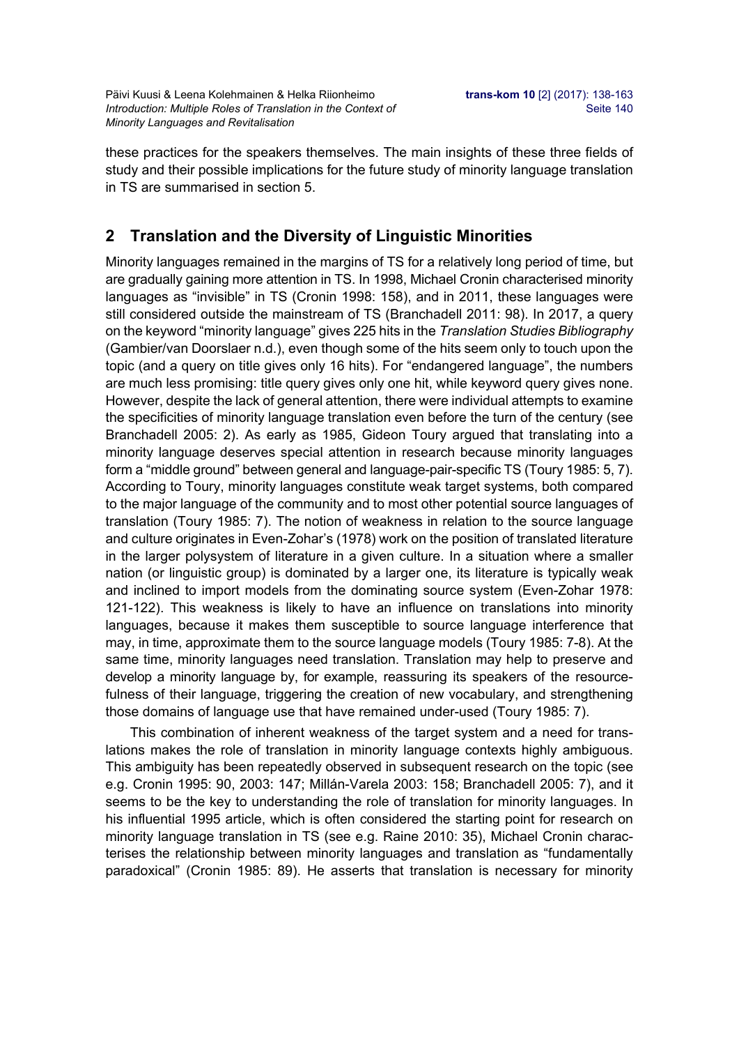these practices for the speakers themselves. The main insights of these three fields of study and their possible implications for the future study of minority language translation in TS are summarised in section 5.

## 2 Translation and the Diversity of Linguistic Minorities

Minority languages remained in the margins of TS for a relatively long period of time, but are gradually gaining more attention in TS. In 1998, Michael Cronin characterised minority languages as "invisible" in TS (Cronin 1998: 158), and in 2011, these languages were still considered outside the mainstream of TS (Branchadell 2011: 98). In 2017, a query on the keyword "minority language" gives 225 hits in the *Translation Studies Bibliography* (Gambier/van Doorslaer n.d.), even though some of the hits seem only to touch upon the topic (and a query on title gives only 16 hits). For "endangered language", the numbers are much less promising: title query gives only one hit, while keyword query gives none. However, despite the lack of general attention, there were individual attempts to examine the specificities of minority language translation even before the turn of the century (see Branchadell 2005: 2). As early as 1985, Gideon Toury argued that translating into a minority language deserves special attention in research because minority languages form a "middle ground" between general and language-pair-specific TS (Toury 1985: 5, 7). According to Toury, minority languages constitute weak target systems, both compared to the major language of the community and to most other potential source languages of translation (Toury 1985: 7). The notion of weakness in relation to the source language and culture originates in Even-Zohar's (1978) work on the position of translated literature in the larger polysystem of literature in a given culture. In a situation where a smaller nation (or linguistic group) is dominated by a larger one, its literature is typically weak and inclined to import models from the dominating source system (Even-Zohar 1978: 121-122). This weakness is likely to have an influence on translations into minority languages, because it makes them susceptible to source language interference that may, in time, approximate them to the source language models (Toury 1985: 7-8). At the same time, minority languages need translation. Translation may help to preserve and develop a minority language by, for example, reassuring its speakers of the resourcefulness of their language, triggering the creation of new vocabulary, and strengthening those domains of language use that have remained under-used (Toury 1985: 7).

This combination of inherent weakness of the target system and a need for translations makes the role of translation in minority language contexts highly ambiguous. This ambiguity has been repeatedly observed in subsequent research on the topic (see e.g. Cronin 1995: 90, 2003: 147; Millán-Varela 2003: 158; Branchadell 2005: 7), and it seems to be the key to understanding the role of translation for minority languages. In his influential 1995 article, which is often considered the starting point for research on minority language translation in TS (see e.g. Raine 2010: 35), Michael Cronin characterises the relationship between minority languages and translation as "fundamentally paradoxical" (Cronin 1985: 89). He asserts that translation is necessary for minority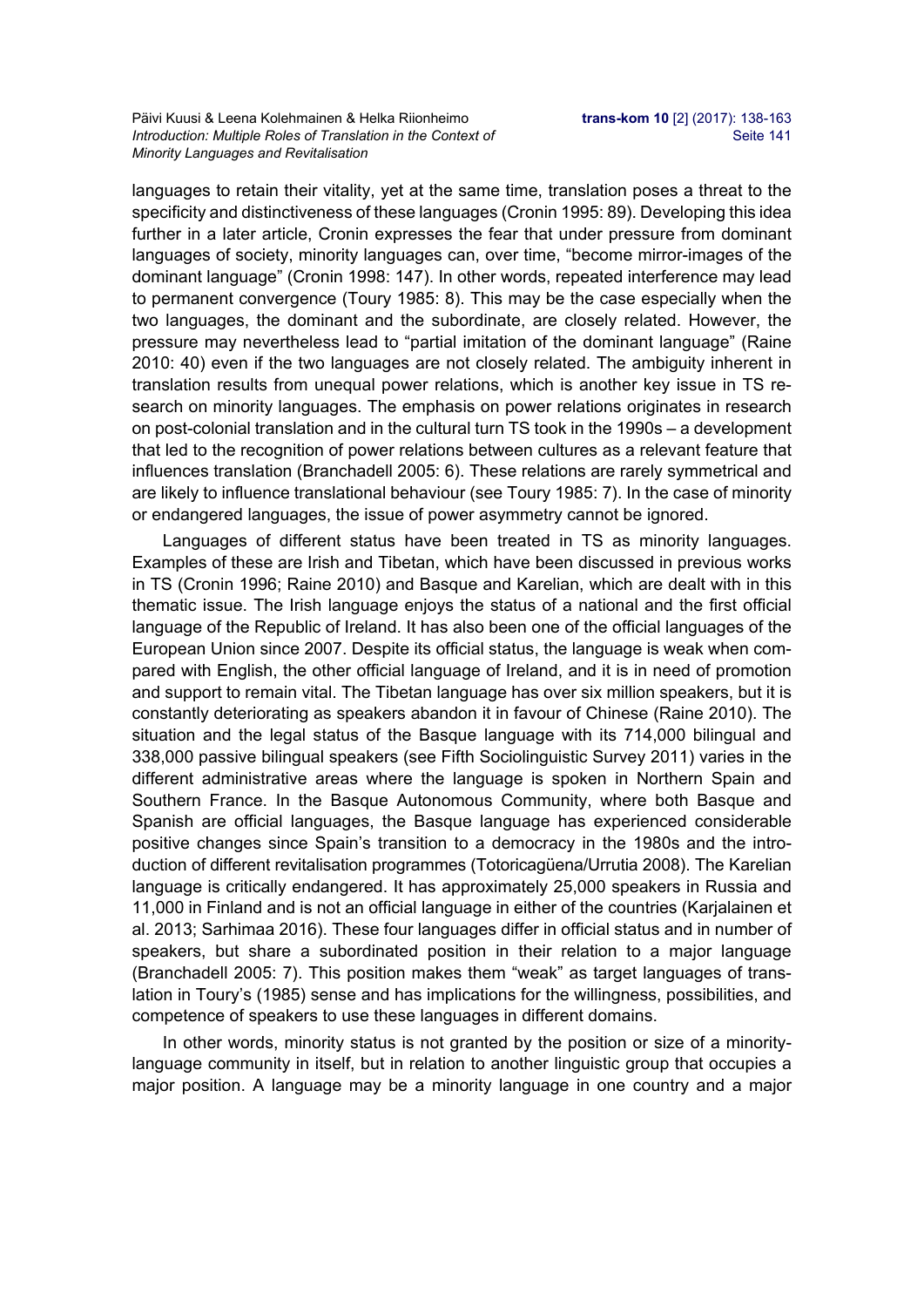languages to retain their vitality, yet at the same time, translation poses a threat to the specificity and distinctiveness of these languages (Cronin 1995: 89). Developing this idea further in a later article, Cronin expresses the fear that under pressure from dominant languages of society, minority languages can, over time, "become mirror-images of the dominant language" (Cronin 1998: 147). In other words, repeated interference may lead to permanent convergence (Toury 1985: 8). This may be the case especially when the two languages, the dominant and the subordinate, are closely related. However, the pressure may nevertheless lead to "partial imitation of the dominant language" (Raine 2010: 40) even if the two languages are not closely related. The ambiguity inherent in translation results from unequal power relations, which is another key issue in TS research on minority languages. The emphasis on power relations originates in research on post-colonial translation and in the cultural turn TS took in the 1990s – a development that led to the recognition of power relations between cultures as a relevant feature that influences translation (Branchadell 2005: 6). These relations are rarely symmetrical and are likely to influence translational behaviour (see Toury 1985: 7). In the case of minority or endangered languages, the issue of power asymmetry cannot be ignored.

Languages of different status have been treated in TS as minority languages. Examples of these are Irish and Tibetan, which have been discussed in previous works in TS (Cronin 1996; Raine 2010) and Basque and Karelian, which are dealt with in this thematic issue. The Irish language enjoys the status of a national and the first official language of the Republic of Ireland. It has also been one of the official languages of the European Union since 2007. Despite its official status, the language is weak when compared with English, the other official language of Ireland, and it is in need of promotion and support to remain vital. The Tibetan language has over six million speakers, but it is constantly deteriorating as speakers abandon it in favour of Chinese (Raine 2010). The situation and the legal status of the Basque language with its 714,000 bilingual and 338,000 passive bilingual speakers (see Fifth Sociolinguistic Survey 2011) varies in the different administrative areas where the language is spoken in Northern Spain and Southern France. In the Basque Autonomous Community, where both Basque and Spanish are official languages, the Basque language has experienced considerable positive changes since Spain's transition to a democracy in the 1980s and the introduction of different revitalisation programmes (Totoricagüena/Urrutia 2008). The Karelian language is critically endangered. It has approximately 25,000 speakers in Russia and 11,000 in Finland and is not an official language in either of the countries (Karjalainen et al. 2013; Sarhimaa 2016). These four languages differ in official status and in number of speakers, but share a subordinated position in their relation to a major language (Branchadell 2005: 7). This position makes them "weak" as target languages of translation in Toury's (1985) sense and has implications for the willingness, possibilities, and competence of speakers to use these languages in different domains.

In other words, minority status is not granted by the position or size of a minority-language community in itself, but in relation to another linguistic group that occupies a major position. A language may be a minority language in one country and a major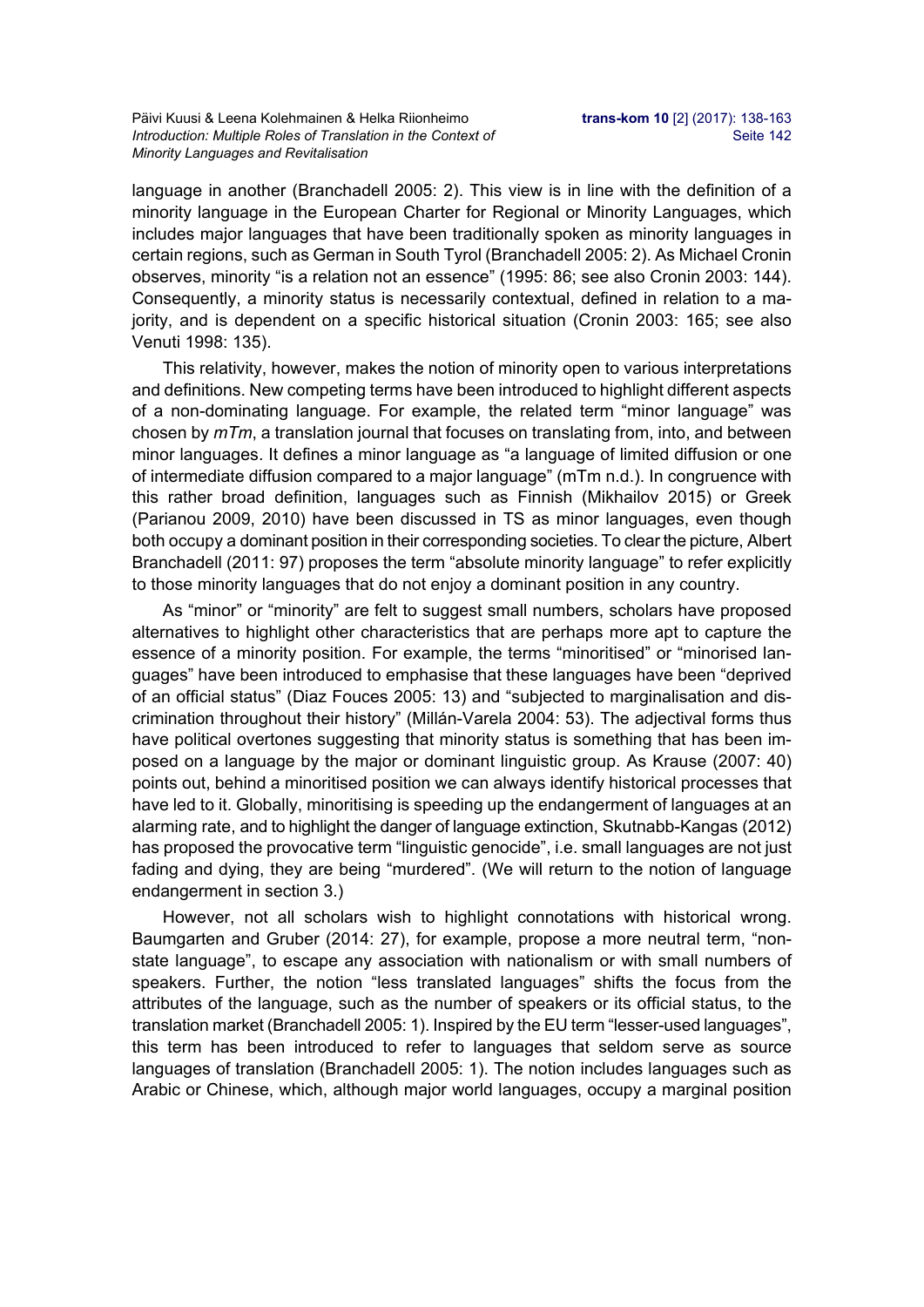language in another (Branchadell 2005: 2). This view is in line with the definition of a minority language in the European Charter for Regional or Minority Languages, which includes major languages that have been traditionally spoken as minority languages in certain regions, such as German in South Tyrol (Branchadell 2005: 2). As Michael Cronin observes, minority "is a relation not an essence" (1995: 86; see also Cronin 2003: 144). Consequently, a minority status is necessarily contextual, defined in relation to a majority, and is dependent on a specific historical situation (Cronin 2003: 165; see also Venuti 1998: 135).

This relativity, however, makes the notion of minority open to various interpretations and definitions. New competing terms have been introduced to highlight different aspects of a non-dominating language. For example, the related term "minor language" was chosen by *mTm*, a translation journal that focuses on translating from, into, and between minor languages. It defines a minor language as "a language of limited diffusion or one of intermediate diffusion compared to a major language" (mTm n.d.). In congruence with this rather broad definition, languages such as Finnish (Mikhailov 2015) or Greek (Parianou 2009, 2010) have been discussed in TS as minor languages, even though both occupy a dominant position in their corresponding societies. To clear the picture, Albert Branchadell (2011: 97) proposes the term "absolute minority language" to refer explicitly to those minority languages that do not enjoy a dominant position in any country.

As "minor" or "minority" are felt to suggest small numbers, scholars have proposed alternatives to highlight other characteristics that are perhaps more apt to capture the essence of a minority position. For example, the terms "minoritised" or "minorised languages" have been introduced to emphasise that these languages have been "deprived of an official status" (Diaz Fouces 2005: 13) and "subjected to marginalisation and discrimination throughout their history" (Millán-Varela 2004: 53). The adjectival forms thus have political overtones suggesting that minority status is something that has been imposed on a language by the major or dominant linguistic group. As Krause (2007: 40) points out, behind a minoritised position we can always identify historical processes that have led to it. Globally, minoritising is speeding up the endangerment of languages at an alarming rate, and to highlight the danger of language extinction, Skutnabb-Kangas (2012) has proposed the provocative term "linguistic genocide", i.e. small languages are not just fading and dying, they are being "murdered". (We will return to the notion of language endangerment in section 3.)

However, not all scholars wish to highlight connotations with historical wrong. Baumgarten and Gruber (2014: 27), for example, propose a more neutral term, "non-state language", to escape any association with nationalism or with small numbers of speakers. Further, the notion "less translated languages" shifts the focus from the attributes of the language, such as the number of speakers or its official status, to the translation market (Branchadell 2005: 1). Inspired by the EU term "lesser-used languages", this term has been introduced to refer to languages that seldom serve as source languages of translation (Branchadell 2005: 1). The notion includes languages such as Arabic or Chinese, which, although major world languages, occupy a marginal position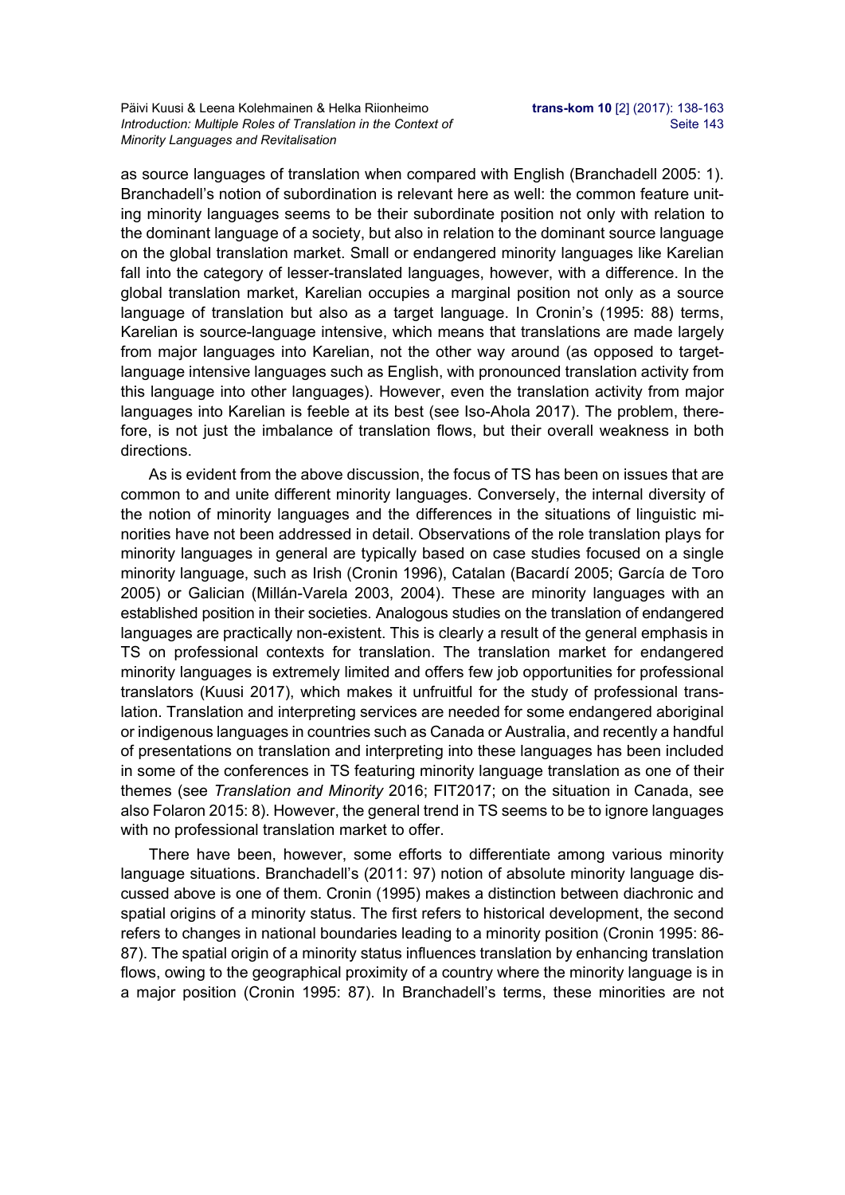as source languages of translation when compared with English (Branchadell 2005: 1). Branchadell's notion of subordination is relevant here as well: the common feature uniting minority languages seems to be their subordinate position not only with relation to the dominant language of a society, but also in relation to the dominant source language on the global translation market. Small or endangered minority languages like Karelian fall into the category of lesser-translated languages, however, with a difference. In the global translation market, Karelian occupies a marginal position not only as a source language of translation but also as a target language. In Cronin's (1995: 88) terms, Karelian is source-language intensive, which means that translations are made largely from major languages into Karelian, not the other way around (as opposed to target-language intensive languages such as English, with pronounced translation activity from this language into other languages). However, even the translation activity from major languages into Karelian is feeble at its best (see Iso-Ahola 2017). The problem, therefore, is not just the imbalance of translation flows, but their overall weakness in both directions.

As is evident from the above discussion, the focus of TS has been on issues that are common to and unite different minority languages. Conversely, the internal diversity of the notion of minority languages and the differences in the situations of linguistic minorities have not been addressed in detail. Observations of the role translation plays for minority languages in general are typically based on case studies focused on a single minority language, such as Irish (Cronin 1996), Catalan (Bacardí 2005; García de Toro 2005) or Galician (Millán-Varela 2003, 2004). These are minority languages with an established position in their societies. Analogous studies on the translation of endangered languages are practically non-existent. This is clearly a result of the general emphasis in TS on professional contexts for translation. The translation market for endangered minority languages is extremely limited and offers few job opportunities for professional translators (Kuusi 2017), which makes it unfruitful for the study of professional translation. Translation and interpreting services are needed for some endangered aboriginal or indigenous languages in countries such as Canada or Australia, and recently a handful of presentations on translation and interpreting into these languages has been included in some of the conferences in TS featuring minority language translation as one of their themes (see *Translation and Minority* 2016; FIT2017; on the situation in Canada, see also Folaron 2015: 8). However, the general trend in TS seems to be to ignore languages with no professional translation market to offer.

There have been, however, some efforts to differentiate among various minority language situations. Branchadell's (2011: 97) notion of absolute minority language discussed above is one of them. Cronin (1995) makes a distinction between diachronic and spatial origins of a minority status. The first refers to historical development, the second refers to changes in national boundaries leading to a minority position (Cronin 1995: 86-87). The spatial origin of a minority status influences translation by enhancing translation flows, owing to the geographical proximity of a country where the minority language is in a major position (Cronin 1995: 87). In Branchadell's terms, these minorities are not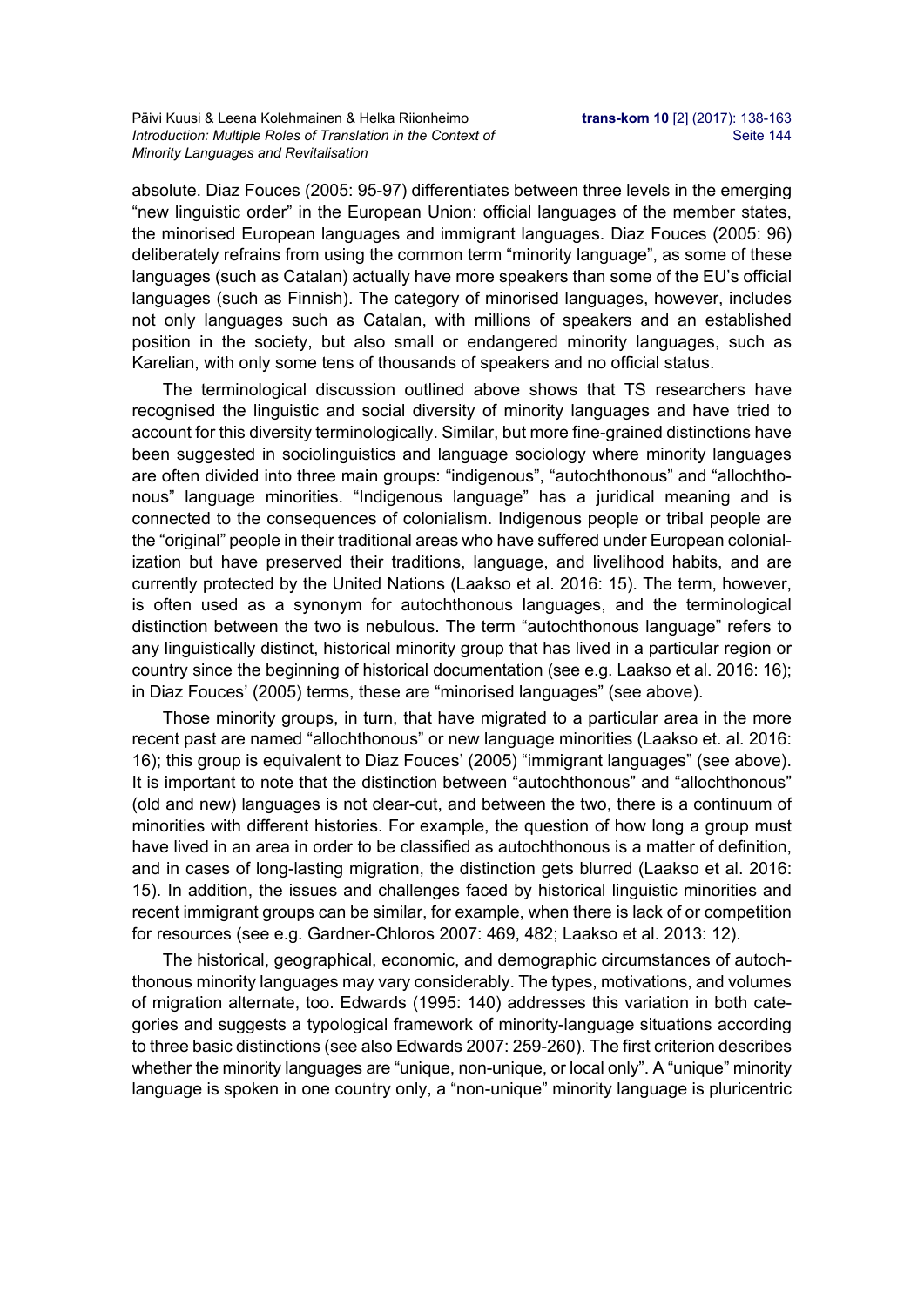absolute. Diaz Fouces (2005: 95-97) differentiates between three levels in the emerging "new linguistic order" in the European Union: official languages of the member states, the minorised European languages and immigrant languages. Diaz Fouces (2005: 96) deliberately refrains from using the common term "minority language", as some of these languages (such as Catalan) actually have more speakers than some of the EU's official languages (such as Finnish). The category of minorised languages, however, includes not only languages such as Catalan, with millions of speakers and an established position in the society, but also small or endangered minority languages, such as Karelian, with only some tens of thousands of speakers and no official status.

The terminological discussion outlined above shows that TS researchers have recognised the linguistic and social diversity of minority languages and have tried to account for this diversity terminologically. Similar, but more fine-grained distinctions have been suggested in sociolinguistics and language sociology where minority languages are often divided into three main groups: "indigenous", "autochthonous" and "allochthonous" language minorities. "Indigenous language" has a juridical meaning and is connected to the consequences of colonialism. Indigenous people or tribal people are the "original" people in their traditional areas who have suffered under European colonialization but have preserved their traditions, language, and livelihood habits, and are currently protected by the United Nations (Laakso et al. 2016: 15). The term, however, is often used as a synonym for autochthonous languages, and the terminological distinction between the two is nebulous. The term "autochthonous language" refers to any linguistically distinct, historical minority group that has lived in a particular region or country since the beginning of historical documentation (see e.g. Laakso et al. 2016: 16); in Diaz Fouces' (2005) terms, these are "minorised languages" (see above).

Those minority groups, in turn, that have migrated to a particular area in the more recent past are named "allochthonous" or new language minorities (Laakso et. al. 2016: 16); this group is equivalent to Diaz Fouces' (2005) "immigrant languages" (see above). It is important to note that the distinction between "autochthonous" and "allochthonous" (old and new) languages is not clear-cut, and between the two, there is a continuum of minorities with different histories. For example, the question of how long a group must have lived in an area in order to be classified as autochthonous is a matter of definition, and in cases of long-lasting migration, the distinction gets blurred (Laakso et al. 2016: 15). In addition, the issues and challenges faced by historical linguistic minorities and recent immigrant groups can be similar, for example, when there is lack of or competition for resources (see e.g. Gardner-Chloros 2007: 469, 482; Laakso et al. 2013: 12).

The historical, geographical, economic, and demographic circumstances of autochthonous minority languages may vary considerably. The types, motivations, and volumes of migration alternate, too. Edwards (1995: 140) addresses this variation in both categories and suggests a typological framework of minority-language situations according to three basic distinctions (see also Edwards 2007: 259-260). The first criterion describes whether the minority languages are "unique, non-unique, or local only". A "unique" minority language is spoken in one country only, a "non-unique" minority language is pluricentric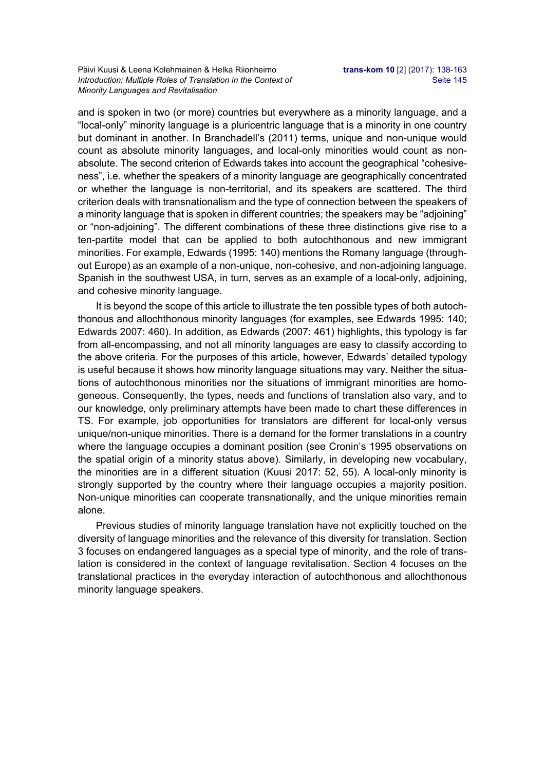and is spoken in two (or more) countries but everywhere as a minority language, and a "local-only" minority language is a pluricentric language that is a minority in one country but dominant in another. In Branchadell's (2011) terms, unique and non-unique would count as absolute minority languages, and local-only minorities would count as non-absolute. The second criterion of Edwards takes into account the geographical "cohesiveness", i.e. whether the speakers of a minority language are geographically concentrated or whether the language is non-territorial, and its speakers are scattered. The third criterion deals with transnationalism and the type of connection between the speakers of a minority language that is spoken in different countries; the speakers may be "adjoining" or "non-adjoining". The different combinations of these three distinctions give rise to a ten-partite model that can be applied to both autochthonous and new immigrant minorities. For example, Edwards (1995: 140) mentions the Romany language (throughout Europe) as an example of a non-unique, non-cohesive, and non-adjoining language. Spanish in the southwest USA, in turn, serves as an example of a local-only, adjoining, and cohesive minority language.

It is beyond the scope of this article to illustrate the ten possible types of both autochthonous and allochthonous minority languages (for examples, see Edwards 1995: 140; Edwards 2007: 460). In addition, as Edwards (2007: 461) highlights, this typology is far from all-encompassing, and not all minority languages are easy to classify according to the above criteria. For the purposes of this article, however, Edwards' detailed typology is useful because it shows how minority language situations may vary. Neither the situations of autochthonous minorities nor the situations of immigrant minorities are homogeneous. Consequently, the types, needs and functions of translation also vary, and to our knowledge, only preliminary attempts have been made to chart these differences in TS. For example, job opportunities for translators are different for local-only versus unique/non-unique minorities. There is a demand for the former translations in a country where the language occupies a dominant position (see Cronin's 1995 observations on the spatial origin of a minority status above). Similarly, in developing new vocabulary, the minorities are in a different situation (Kuusi 2017: 52, 55). A local-only minority is strongly supported by the country where their language occupies a majority position. Non-unique minorities can cooperate transnationally, and the unique minorities remain alone.

Previous studies of minority language translation have not explicitly touched on the diversity of language minorities and the relevance of this diversity for translation. Section 3 focuses on endangered languages as a special type of minority, and the role of translation is considered in the context of language revitalisation. Section 4 focuses on the translational practices in the everyday interaction of autochthonous and allochthonous minority language speakers.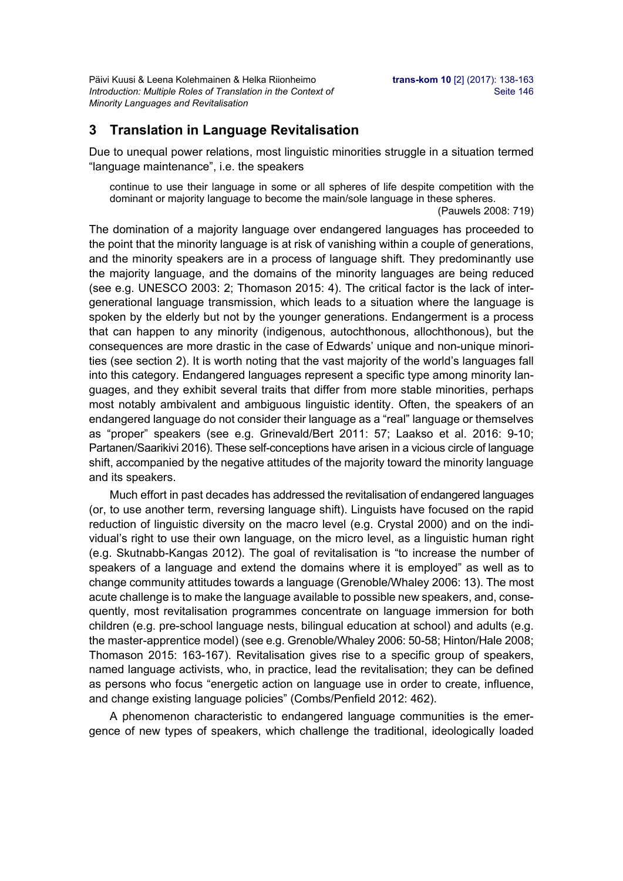## 3 Translation in Language Revitalisation

Due to unequal power relations, most linguistic minorities struggle in a situation termed "language maintenance", i.e. the speakers

> continue to use their language in some or all spheres of life despite competition with the dominant or majority language to become the main/sole language in these spheres.
> (Pauwels 2008: 719)

The domination of a majority language over endangered languages has proceeded to the point that the minority language is at risk of vanishing within a couple of generations, and the minority speakers are in a process of language shift. They predominantly use the majority language, and the domains of the minority languages are being reduced (see e.g. UNESCO 2003: 2; Thomason 2015: 4). The critical factor is the lack of intergenerational language transmission, which leads to a situation where the language is spoken by the elderly but not by the younger generations. Endangerment is a process that can happen to any minority (indigenous, autochthonous, allochthonous), but the consequences are more drastic in the case of Edwards' unique and non-unique minorities (see section 2). It is worth noting that the vast majority of the world's languages fall into this category. Endangered languages represent a specific type among minority languages, and they exhibit several traits that differ from more stable minorities, perhaps most notably ambivalent and ambiguous linguistic identity. Often, the speakers of an endangered language do not consider their language as a "real" language or themselves as "proper" speakers (see e.g. Grinevald/Bert 2011: 57; Laakso et al. 2016: 9-10; Partanen/Saarikivi 2016). These self-conceptions have arisen in a vicious circle of language shift, accompanied by the negative attitudes of the majority toward the minority language and its speakers.

Much effort in past decades has addressed the revitalisation of endangered languages (or, to use another term, reversing language shift). Linguists have focused on the rapid reduction of linguistic diversity on the macro level (e.g. Crystal 2000) and on the individual's right to use their own language, on the micro level, as a linguistic human right (e.g. Skutnabb-Kangas 2012). The goal of revitalisation is "to increase the number of speakers of a language and extend the domains where it is employed" as well as to change community attitudes towards a language (Grenoble/Whaley 2006: 13). The most acute challenge is to make the language available to possible new speakers, and, consequently, most revitalisation programmes concentrate on language immersion for both children (e.g. pre-school language nests, bilingual education at school) and adults (e.g. the master-apprentice model) (see e.g. Grenoble/Whaley 2006: 50-58; Hinton/Hale 2008; Thomason 2015: 163-167). Revitalisation gives rise to a specific group of speakers, named language activists, who, in practice, lead the revitalisation; they can be defined as persons who focus "energetic action on language use in order to create, influence, and change existing language policies" (Combs/Penfield 2012: 462).

A phenomenon characteristic to endangered language communities is the emergence of new types of speakers, which challenge the traditional, ideologically loaded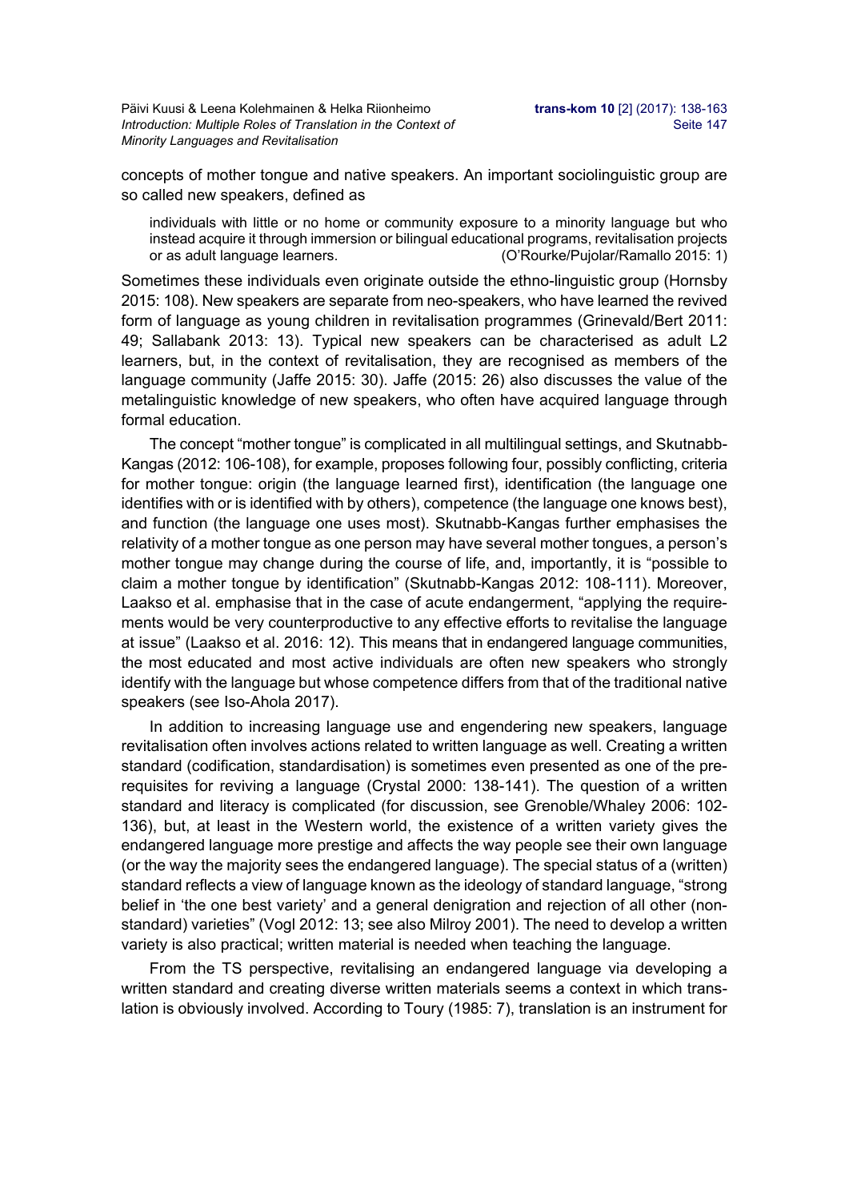concepts of mother tongue and native speakers. An important sociolinguistic group are so called new speakers, defined as

> individuals with little or no home or community exposure to a minority language but who instead acquire it through immersion or bilingual educational programs, revitalisation projects or as adult language learners. (O'Rourke/Pujolar/Ramallo 2015: 1)

Sometimes these individuals even originate outside the ethno-linguistic group (Hornsby 2015: 108). New speakers are separate from neo-speakers, who have learned the revived form of language as young children in revitalisation programmes (Grinevald/Bert 2011: 49; Sallabank 2013: 13). Typical new speakers can be characterised as adult L2 learners, but, in the context of revitalisation, they are recognised as members of the language community (Jaffe 2015: 30). Jaffe (2015: 26) also discusses the value of the metalinguistic knowledge of new speakers, who often have acquired language through formal education.

The concept "mother tongue" is complicated in all multilingual settings, and Skutnabb-Kangas (2012: 106-108), for example, proposes following four, possibly conflicting, criteria for mother tongue: origin (the language learned first), identification (the language one identifies with or is identified with by others), competence (the language one knows best), and function (the language one uses most). Skutnabb-Kangas further emphasises the relativity of a mother tongue as one person may have several mother tongues, a person's mother tongue may change during the course of life, and, importantly, it is "possible to claim a mother tongue by identification" (Skutnabb-Kangas 2012: 108-111). Moreover, Laakso et al. emphasise that in the case of acute endangerment, "applying the requirements would be very counterproductive to any effective efforts to revitalise the language at issue" (Laakso et al. 2016: 12). This means that in endangered language communities, the most educated and most active individuals are often new speakers who strongly identify with the language but whose competence differs from that of the traditional native speakers (see Iso-Ahola 2017).

In addition to increasing language use and engendering new speakers, language revitalisation often involves actions related to written language as well. Creating a written standard (codification, standardisation) is sometimes even presented as one of the prerequisites for reviving a language (Crystal 2000: 138-141). The question of a written standard and literacy is complicated (for discussion, see Grenoble/Whaley 2006: 102-136), but, at least in the Western world, the existence of a written variety gives the endangered language more prestige and affects the way people see their own language (or the way the majority sees the endangered language). The special status of a (written) standard reflects a view of language known as the ideology of standard language, "strong belief in 'the one best variety' and a general denigration and rejection of all other (non-standard) varieties" (Vogl 2012: 13; see also Milroy 2001). The need to develop a written variety is also practical; written material is needed when teaching the language.

From the TS perspective, revitalising an endangered language via developing a written standard and creating diverse written materials seems a context in which translation is obviously involved. According to Toury (1985: 7), translation is an instrument for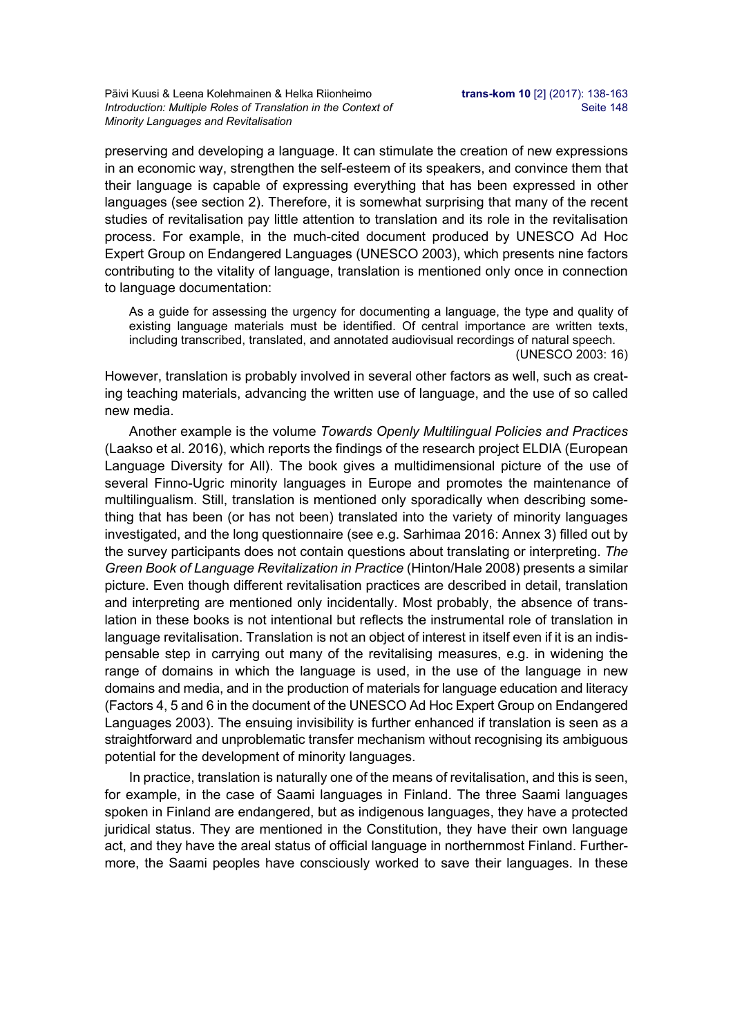preserving and developing a language. It can stimulate the creation of new expressions in an economic way, strengthen the self-esteem of its speakers, and convince them that their language is capable of expressing everything that has been expressed in other languages (see section 2). Therefore, it is somewhat surprising that many of the recent studies of revitalisation pay little attention to translation and its role in the revitalisation process. For example, in the much-cited document produced by UNESCO Ad Hoc Expert Group on Endangered Languages (UNESCO 2003), which presents nine factors contributing to the vitality of language, translation is mentioned only once in connection to language documentation:

> As a guide for assessing the urgency for documenting a language, the type and quality of existing language materials must be identified. Of central importance are written texts, including transcribed, translated, and annotated audiovisual recordings of natural speech.
> (UNESCO 2003: 16)

However, translation is probably involved in several other factors as well, such as creating teaching materials, advancing the written use of language, and the use of so called new media.

Another example is the volume *Towards Openly Multilingual Policies and Practices* (Laakso et al. 2016), which reports the findings of the research project ELDIA (European Language Diversity for All). The book gives a multidimensional picture of the use of several Finno-Ugric minority languages in Europe and promotes the maintenance of multilingualism. Still, translation is mentioned only sporadically when describing something that has been (or has not been) translated into the variety of minority languages investigated, and the long questionnaire (see e.g. Sarhimaa 2016: Annex 3) filled out by the survey participants does not contain questions about translating or interpreting. *The Green Book of Language Revitalization in Practice* (Hinton/Hale 2008) presents a similar picture. Even though different revitalisation practices are described in detail, translation and interpreting are mentioned only incidentally. Most probably, the absence of translation in these books is not intentional but reflects the instrumental role of translation in language revitalisation. Translation is not an object of interest in itself even if it is an indispensable step in carrying out many of the revitalising measures, e.g. in widening the range of domains in which the language is used, in the use of the language in new domains and media, and in the production of materials for language education and literacy (Factors 4, 5 and 6 in the document of the UNESCO Ad Hoc Expert Group on Endangered Languages 2003). The ensuing invisibility is further enhanced if translation is seen as a straightforward and unproblematic transfer mechanism without recognising its ambiguous potential for the development of minority languages.

In practice, translation is naturally one of the means of revitalisation, and this is seen, for example, in the case of Saami languages in Finland. The three Saami languages spoken in Finland are endangered, but as indigenous languages, they have a protected juridical status. They are mentioned in the Constitution, they have their own language act, and they have the areal status of official language in northernmost Finland. Furthermore, the Saami peoples have consciously worked to save their languages. In these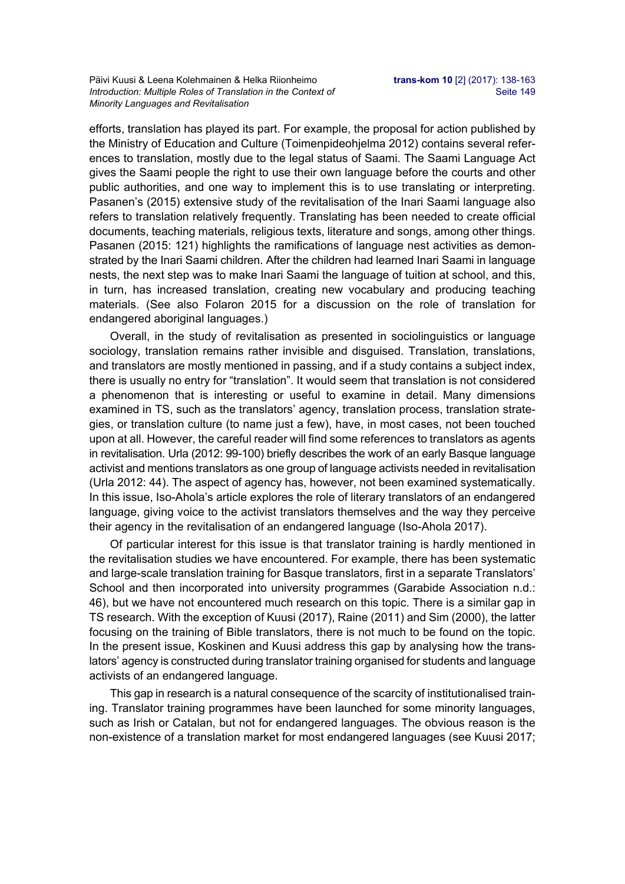efforts, translation has played its part. For example, the proposal for action published by the Ministry of Education and Culture (Toimenpideohjelma 2012) contains several references to translation, mostly due to the legal status of Saami. The Saami Language Act gives the Saami people the right to use their own language before the courts and other public authorities, and one way to implement this is to use translating or interpreting. Pasanen's (2015) extensive study of the revitalisation of the Inari Saami language also refers to translation relatively frequently. Translating has been needed to create official documents, teaching materials, religious texts, literature and songs, among other things. Pasanen (2015: 121) highlights the ramifications of language nest activities as demonstrated by the Inari Saami children. After the children had learned Inari Saami in language nests, the next step was to make Inari Saami the language of tuition at school, and this, in turn, has increased translation, creating new vocabulary and producing teaching materials. (See also Folaron 2015 for a discussion on the role of translation for endangered aboriginal languages.)

Overall, in the study of revitalisation as presented in sociolinguistics or language sociology, translation remains rather invisible and disguised. Translation, translations, and translators are mostly mentioned in passing, and if a study contains a subject index, there is usually no entry for "translation". It would seem that translation is not considered a phenomenon that is interesting or useful to examine in detail. Many dimensions examined in TS, such as the translators' agency, translation process, translation strategies, or translation culture (to name just a few), have, in most cases, not been touched upon at all. However, the careful reader will find some references to translators as agents in revitalisation. Urla (2012: 99-100) briefly describes the work of an early Basque language activist and mentions translators as one group of language activists needed in revitalisation (Urla 2012: 44). The aspect of agency has, however, not been examined systematically. In this issue, Iso-Ahola's article explores the role of literary translators of an endangered language, giving voice to the activist translators themselves and the way they perceive their agency in the revitalisation of an endangered language (Iso-Ahola 2017).

Of particular interest for this issue is that translator training is hardly mentioned in the revitalisation studies we have encountered. For example, there has been systematic and large-scale translation training for Basque translators, first in a separate Translators' School and then incorporated into university programmes (Garabide Association n.d.: 46), but we have not encountered much research on this topic. There is a similar gap in TS research. With the exception of Kuusi (2017), Raine (2011) and Sim (2000), the latter focusing on the training of Bible translators, there is not much to be found on the topic. In the present issue, Koskinen and Kuusi address this gap by analysing how the translators' agency is constructed during translator training organised for students and language activists of an endangered language.

This gap in research is a natural consequence of the scarcity of institutionalised training. Translator training programmes have been launched for some minority languages, such as Irish or Catalan, but not for endangered languages. The obvious reason is the non-existence of a translation market for most endangered languages (see Kuusi 2017;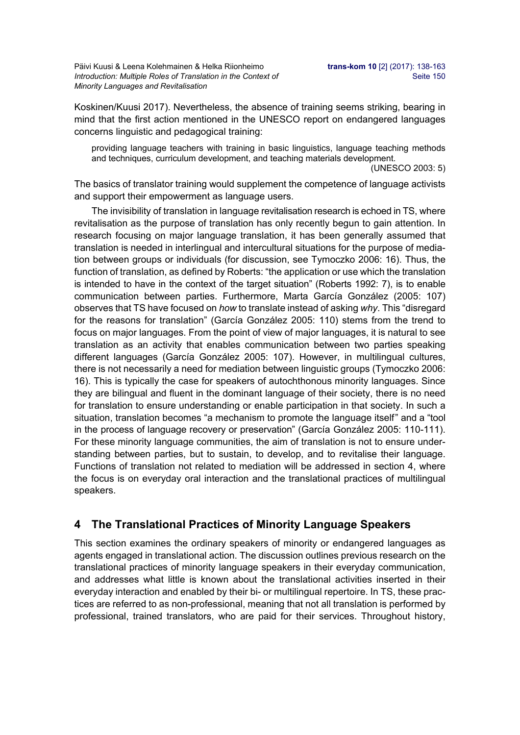Koskinen/Kuusi 2017). Nevertheless, the absence of training seems striking, bearing in mind that the first action mentioned in the UNESCO report on endangered languages concerns linguistic and pedagogical training:

> providing language teachers with training in basic linguistics, language teaching methods and techniques, curriculum development, and teaching materials development.
> (UNESCO 2003: 5)

The basics of translator training would supplement the competence of language activists and support their empowerment as language users.

The invisibility of translation in language revitalisation research is echoed in TS, where revitalisation as the purpose of translation has only recently begun to gain attention. In research focusing on major language translation, it has been generally assumed that translation is needed in interlingual and intercultural situations for the purpose of mediation between groups or individuals (for discussion, see Tymoczko 2006: 16). Thus, the function of translation, as defined by Roberts: "the application or use which the translation is intended to have in the context of the target situation" (Roberts 1992: 7), is to enable communication between parties. Furthermore, Marta García González (2005: 107) observes that TS have focused on *how* to translate instead of asking *why*. This "disregard for the reasons for translation" (García González 2005: 110) stems from the trend to focus on major languages. From the point of view of major languages, it is natural to see translation as an activity that enables communication between two parties speaking different languages (García González 2005: 107). However, in multilingual cultures, there is not necessarily a need for mediation between linguistic groups (Tymoczko 2006: 16). This is typically the case for speakers of autochthonous minority languages. Since they are bilingual and fluent in the dominant language of their society, there is no need for translation to ensure understanding or enable participation in that society. In such a situation, translation becomes "a mechanism to promote the language itself" and a "tool in the process of language recovery or preservation" (García González 2005: 110-111). For these minority language communities, the aim of translation is not to ensure understanding between parties, but to sustain, to develop, and to revitalise their language. Functions of translation not related to mediation will be addressed in section 4, where the focus is on everyday oral interaction and the translational practices of multilingual speakers.

## 4 The Translational Practices of Minority Language Speakers

This section examines the ordinary speakers of minority or endangered languages as agents engaged in translational action. The discussion outlines previous research on the translational practices of minority language speakers in their everyday communication, and addresses what little is known about the translational activities inserted in their everyday interaction and enabled by their bi- or multilingual repertoire. In TS, these practices are referred to as non-professional, meaning that not all translation is performed by professional, trained translators, who are paid for their services. Throughout history,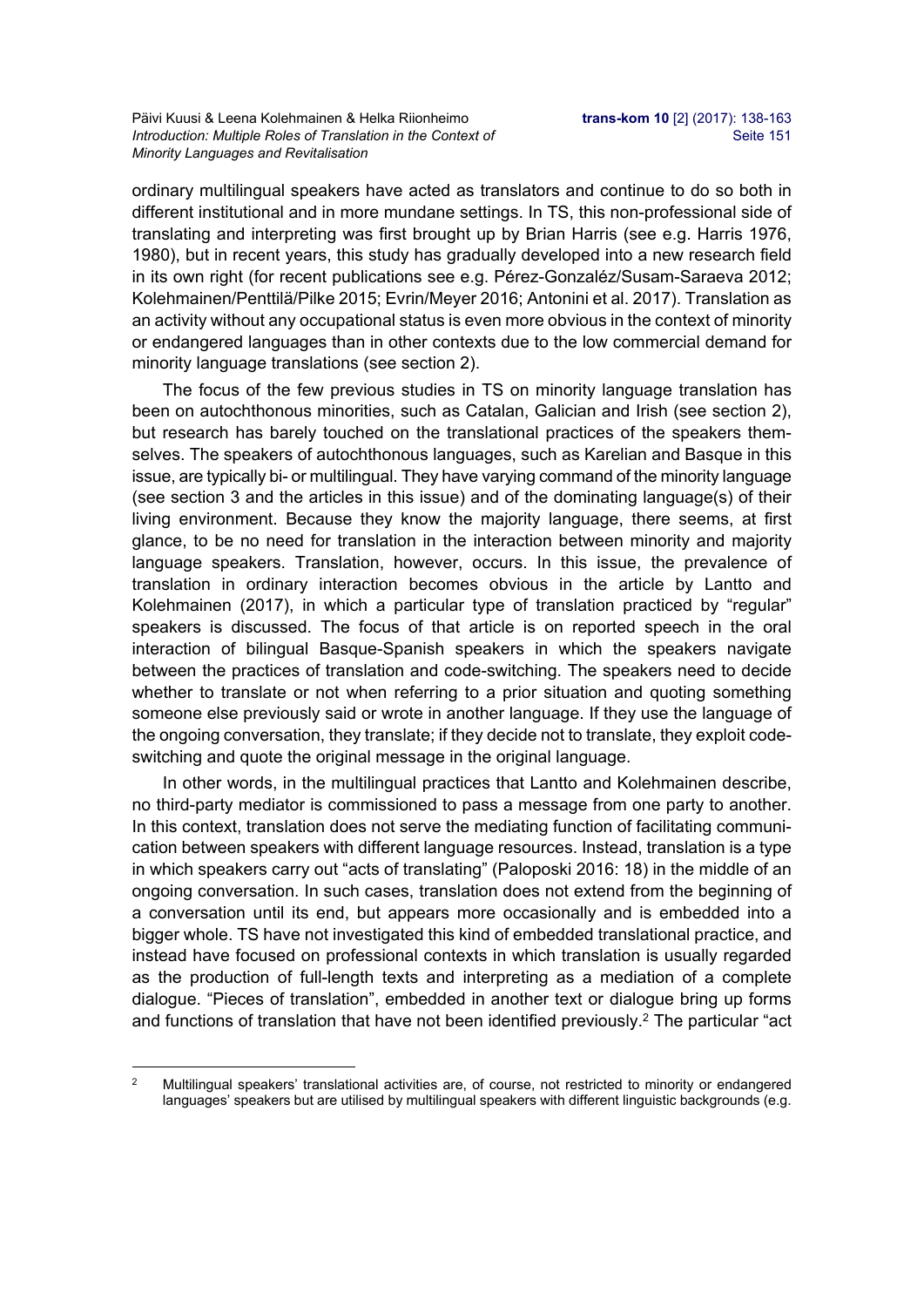ordinary multilingual speakers have acted as translators and continue to do so both in different institutional and in more mundane settings. In TS, this non-professional side of translating and interpreting was first brought up by Brian Harris (see e.g. Harris 1976, 1980), but in recent years, this study has gradually developed into a new research field in its own right (for recent publications see e.g. Pérez-Gonzaléz/Susam-Saraeva 2012; Kolehmainen/Penttilä/Pilke 2015; Evrin/Meyer 2016; Antonini et al. 2017). Translation as an activity without any occupational status is even more obvious in the context of minority or endangered languages than in other contexts due to the low commercial demand for minority language translations (see section 2).

The focus of the few previous studies in TS on minority language translation has been on autochthonous minorities, such as Catalan, Galician and Irish (see section 2), but research has barely touched on the translational practices of the speakers themselves. The speakers of autochthonous languages, such as Karelian and Basque in this issue, are typically bi- or multilingual. They have varying command of the minority language (see section 3 and the articles in this issue) and of the dominating language(s) of their living environment. Because they know the majority language, there seems, at first glance, to be no need for translation in the interaction between minority and majority language speakers. Translation, however, occurs. In this issue, the prevalence of translation in ordinary interaction becomes obvious in the article by Lantto and Kolehmainen (2017), in which a particular type of translation practiced by "regular" speakers is discussed. The focus of that article is on reported speech in the oral interaction of bilingual Basque-Spanish speakers in which the speakers navigate between the practices of translation and code-switching. The speakers need to decide whether to translate or not when referring to a prior situation and quoting something someone else previously said or wrote in another language. If they use the language of the ongoing conversation, they translate; if they decide not to translate, they exploit code-switching and quote the original message in the original language.

In other words, in the multilingual practices that Lantto and Kolehmainen describe, no third-party mediator is commissioned to pass a message from one party to another. In this context, translation does not serve the mediating function of facilitating communication between speakers with different language resources. Instead, translation is a type in which speakers carry out "acts of translating" (Paloposki 2016: 18) in the middle of an ongoing conversation. In such cases, translation does not extend from the beginning of a conversation until its end, but appears more occasionally and is embedded into a bigger whole. TS have not investigated this kind of embedded translational practice, and instead have focused on professional contexts in which translation is usually regarded as the production of full-length texts and interpreting as a mediation of a complete dialogue. "Pieces of translation", embedded in another text or dialogue bring up forms and functions of translation that have not been identified previously.[2] The particular "act

---

[2] Multilingual speakers' translational activities are, of course, not restricted to minority or endangered languages' speakers but are utilised by multilingual speakers with different linguistic backgrounds (e.g.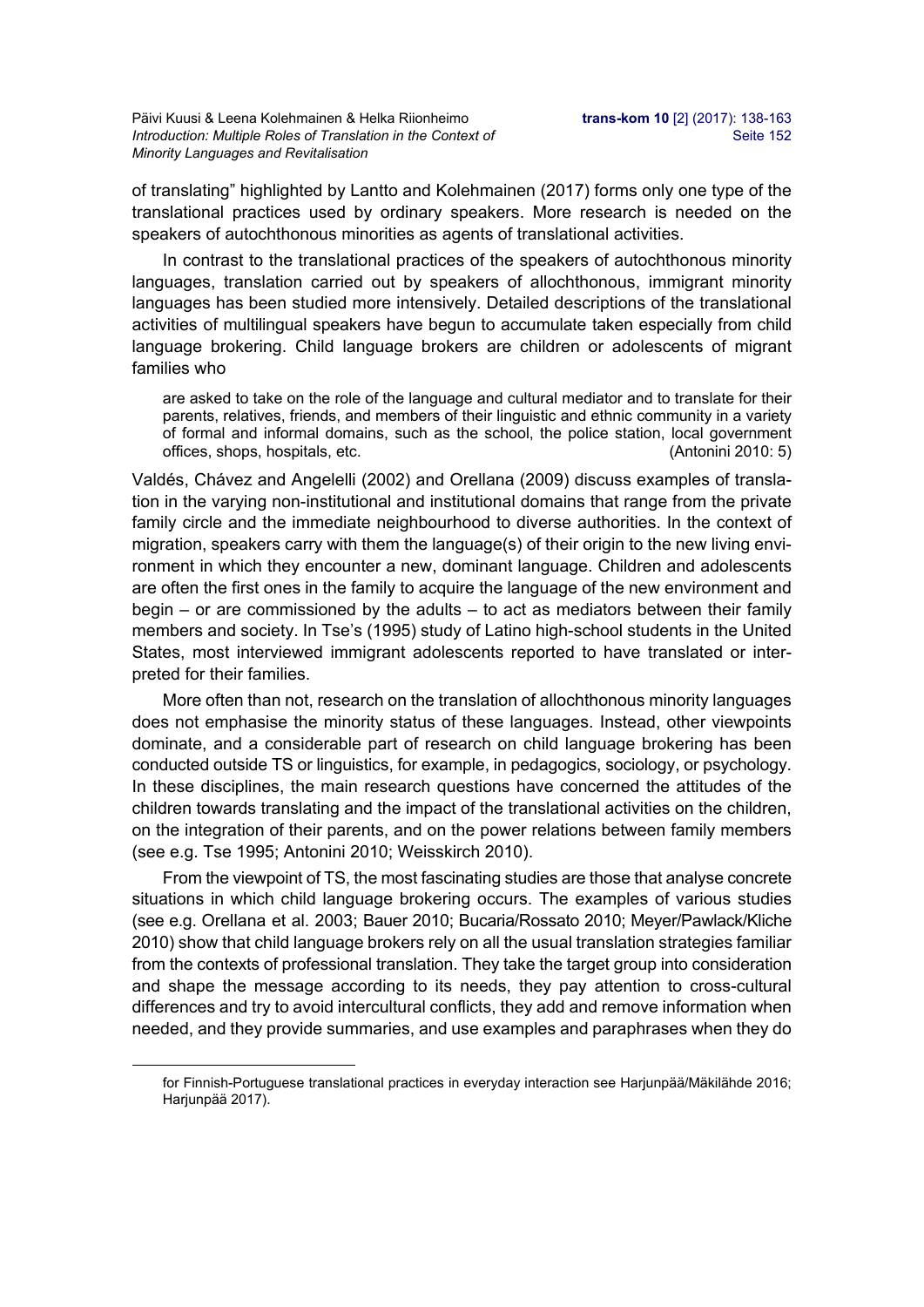of translating" highlighted by Lantto and Kolehmainen (2017) forms only one type of the translational practices used by ordinary speakers. More research is needed on the speakers of autochthonous minorities as agents of translational activities.

In contrast to the translational practices of the speakers of autochthonous minority languages, translation carried out by speakers of allochthonous, immigrant minority languages has been studied more intensively. Detailed descriptions of the translational activities of multilingual speakers have begun to accumulate taken especially from child language brokering. Child language brokers are children or adolescents of migrant families who

> are asked to take on the role of the language and cultural mediator and to translate for their parents, relatives, friends, and members of their linguistic and ethnic community in a variety of formal and informal domains, such as the school, the police station, local government offices, shops, hospitals, etc. (Antonini 2010: 5)

Valdés, Chávez and Angelelli (2002) and Orellana (2009) discuss examples of translation in the varying non-institutional and institutional domains that range from the private family circle and the immediate neighbourhood to diverse authorities. In the context of migration, speakers carry with them the language(s) of their origin to the new living environment in which they encounter a new, dominant language. Children and adolescents are often the first ones in the family to acquire the language of the new environment and begin – or are commissioned by the adults – to act as mediators between their family members and society. In Tse's (1995) study of Latino high-school students in the United States, most interviewed immigrant adolescents reported to have translated or interpreted for their families.

More often than not, research on the translation of allochthonous minority languages does not emphasise the minority status of these languages. Instead, other viewpoints dominate, and a considerable part of research on child language brokering has been conducted outside TS or linguistics, for example, in pedagogics, sociology, or psychology. In these disciplines, the main research questions have concerned the attitudes of the children towards translating and the impact of the translational activities on the children, on the integration of their parents, and on the power relations between family members (see e.g. Tse 1995; Antonini 2010; Weisskirch 2010).

From the viewpoint of TS, the most fascinating studies are those that analyse concrete situations in which child language brokering occurs. The examples of various studies (see e.g. Orellana et al. 2003; Bauer 2010; Bucaria/Rossato 2010; Meyer/Pawlack/Kliche 2010) show that child language brokers rely on all the usual translation strategies familiar from the contexts of professional translation. They take the target group into consideration and shape the message according to its needs, they pay attention to cross-cultural differences and try to avoid intercultural conflicts, they add and remove information when needed, and they provide summaries, and use examples and paraphrases when they do

---

for Finnish-Portuguese translational practices in everyday interaction see Harjunpää/Mäkilähde 2016; Harjunpää 2017).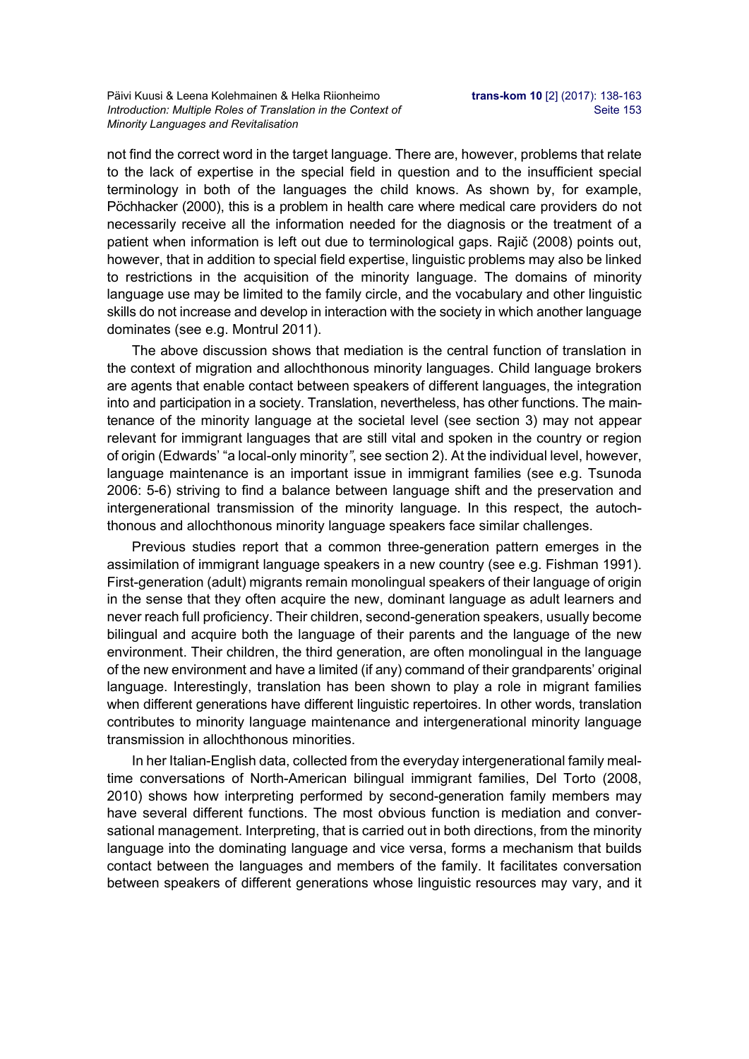not find the correct word in the target language. There are, however, problems that relate to the lack of expertise in the special field in question and to the insufficient special terminology in both of the languages the child knows. As shown by, for example, Pöchhacker (2000), this is a problem in health care where medical care providers do not necessarily receive all the information needed for the diagnosis or the treatment of a patient when information is left out due to terminological gaps. Rajič (2008) points out, however, that in addition to special field expertise, linguistic problems may also be linked to restrictions in the acquisition of the minority language. The domains of minority language use may be limited to the family circle, and the vocabulary and other linguistic skills do not increase and develop in interaction with the society in which another language dominates (see e.g. Montrul 2011).

The above discussion shows that mediation is the central function of translation in the context of migration and allochthonous minority languages. Child language brokers are agents that enable contact between speakers of different languages, the integration into and participation in a society. Translation, nevertheless, has other functions. The maintenance of the minority language at the societal level (see section 3) may not appear relevant for immigrant languages that are still vital and spoken in the country or region of origin (Edwards' "a local-only minority", see section 2). At the individual level, however, language maintenance is an important issue in immigrant families (see e.g. Tsunoda 2006: 5-6) striving to find a balance between language shift and the preservation and intergenerational transmission of the minority language. In this respect, the autochthonous and allochthonous minority language speakers face similar challenges.

Previous studies report that a common three-generation pattern emerges in the assimilation of immigrant language speakers in a new country (see e.g. Fishman 1991). First-generation (adult) migrants remain monolingual speakers of their language of origin in the sense that they often acquire the new, dominant language as adult learners and never reach full proficiency. Their children, second-generation speakers, usually become bilingual and acquire both the language of their parents and the language of the new environment. Their children, the third generation, are often monolingual in the language of the new environment and have a limited (if any) command of their grandparents' original language. Interestingly, translation has been shown to play a role in migrant families when different generations have different linguistic repertoires. In other words, translation contributes to minority language maintenance and intergenerational minority language transmission in allochthonous minorities.

In her Italian-English data, collected from the everyday intergenerational family mealtime conversations of North-American bilingual immigrant families, Del Torto (2008, 2010) shows how interpreting performed by second-generation family members may have several different functions. The most obvious function is mediation and conversational management. Interpreting, that is carried out in both directions, from the minority language into the dominating language and vice versa, forms a mechanism that builds contact between the languages and members of the family. It facilitates conversation between speakers of different generations whose linguistic resources may vary, and it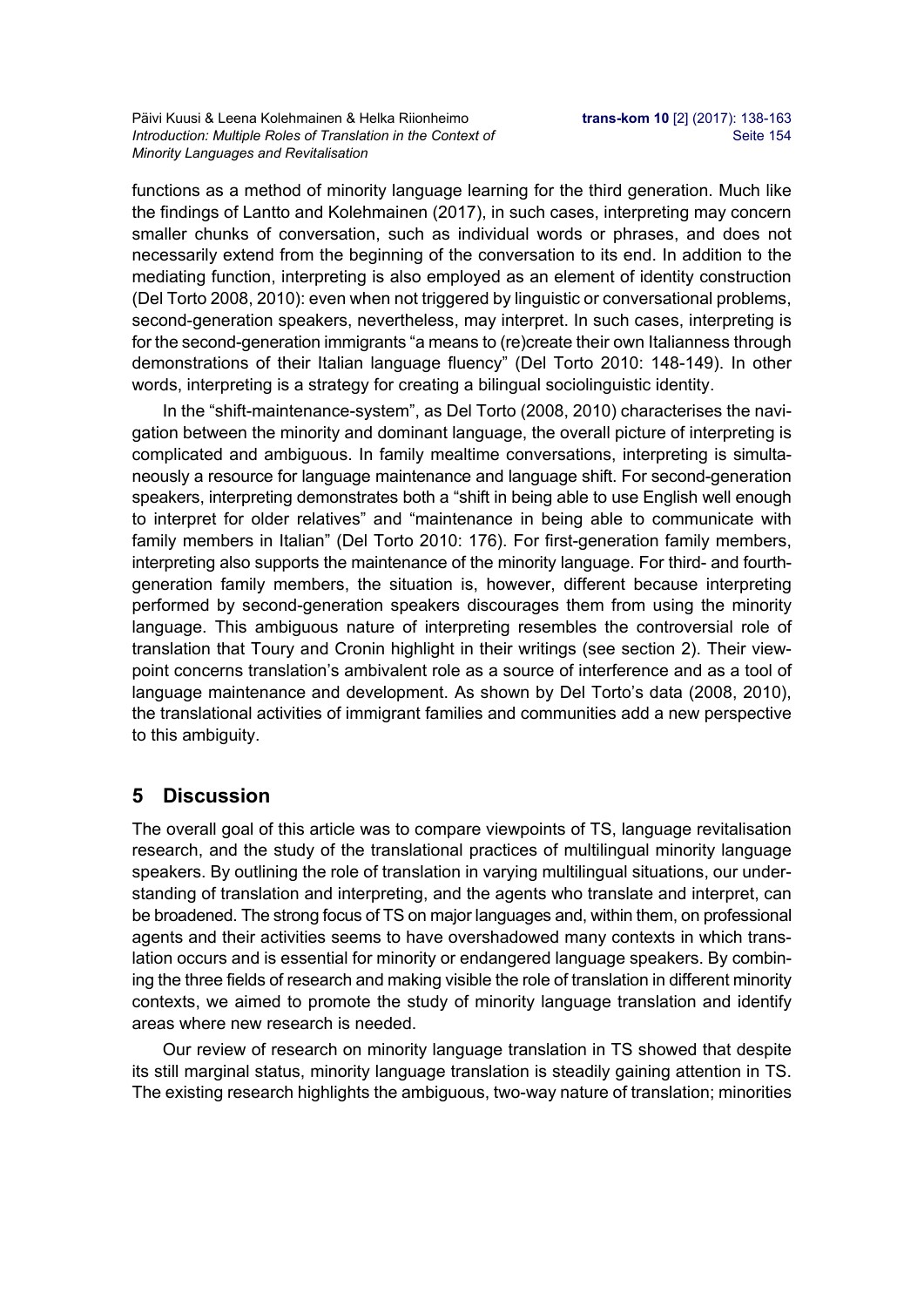functions as a method of minority language learning for the third generation. Much like the findings of Lantto and Kolehmainen (2017), in such cases, interpreting may concern smaller chunks of conversation, such as individual words or phrases, and does not necessarily extend from the beginning of the conversation to its end. In addition to the mediating function, interpreting is also employed as an element of identity construction (Del Torto 2008, 2010): even when not triggered by linguistic or conversational problems, second-generation speakers, nevertheless, may interpret. In such cases, interpreting is for the second-generation immigrants "a means to (re)create their own Italianness through demonstrations of their Italian language fluency" (Del Torto 2010: 148-149). In other words, interpreting is a strategy for creating a bilingual sociolinguistic identity.

In the "shift-maintenance-system", as Del Torto (2008, 2010) characterises the navigation between the minority and dominant language, the overall picture of interpreting is complicated and ambiguous. In family mealtime conversations, interpreting is simultaneously a resource for language maintenance and language shift. For second-generation speakers, interpreting demonstrates both a "shift in being able to use English well enough to interpret for older relatives" and "maintenance in being able to communicate with family members in Italian" (Del Torto 2010: 176). For first-generation family members, interpreting also supports the maintenance of the minority language. For third- and fourth-generation family members, the situation is, however, different because interpreting performed by second-generation speakers discourages them from using the minority language. This ambiguous nature of interpreting resembles the controversial role of translation that Toury and Cronin highlight in their writings (see section 2). Their viewpoint concerns translation's ambivalent role as a source of interference and as a tool of language maintenance and development. As shown by Del Torto's data (2008, 2010), the translational activities of immigrant families and communities add a new perspective to this ambiguity.

## 5 Discussion

The overall goal of this article was to compare viewpoints of TS, language revitalisation research, and the study of the translational practices of multilingual minority language speakers. By outlining the role of translation in varying multilingual situations, our understanding of translation and interpreting, and the agents who translate and interpret, can be broadened. The strong focus of TS on major languages and, within them, on professional agents and their activities seems to have overshadowed many contexts in which translation occurs and is essential for minority or endangered language speakers. By combining the three fields of research and making visible the role of translation in different minority contexts, we aimed to promote the study of minority language translation and identify areas where new research is needed.

Our review of research on minority language translation in TS showed that despite its still marginal status, minority language translation is steadily gaining attention in TS. The existing research highlights the ambiguous, two-way nature of translation; minorities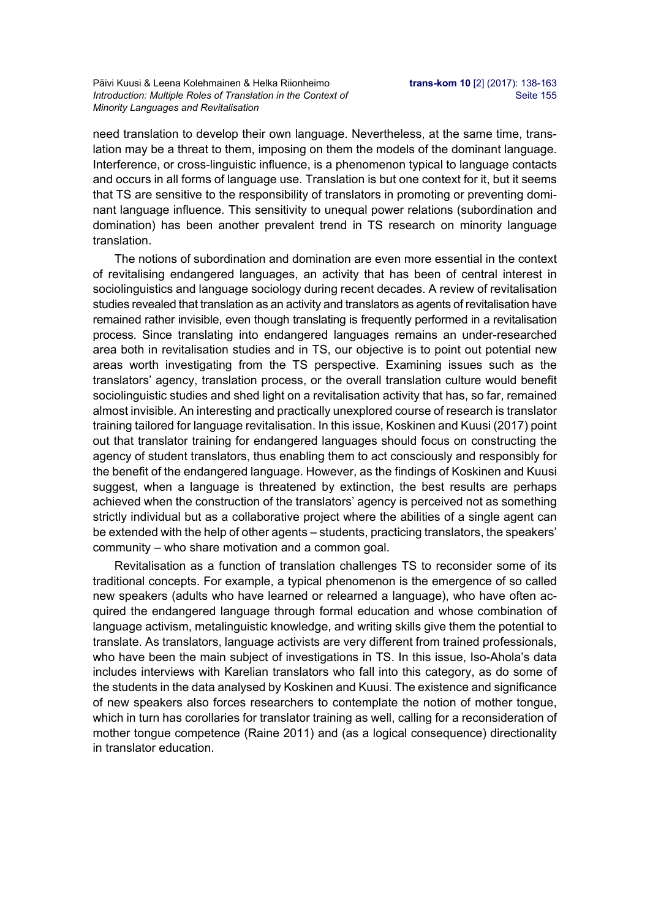need translation to develop their own language. Nevertheless, at the same time, translation may be a threat to them, imposing on them the models of the dominant language. Interference, or cross-linguistic influence, is a phenomenon typical to language contacts and occurs in all forms of language use. Translation is but one context for it, but it seems that TS are sensitive to the responsibility of translators in promoting or preventing dominant language influence. This sensitivity to unequal power relations (subordination and domination) has been another prevalent trend in TS research on minority language translation.

The notions of subordination and domination are even more essential in the context of revitalising endangered languages, an activity that has been of central interest in sociolinguistics and language sociology during recent decades. A review of revitalisation studies revealed that translation as an activity and translators as agents of revitalisation have remained rather invisible, even though translating is frequently performed in a revitalisation process. Since translating into endangered languages remains an under-researched area both in revitalisation studies and in TS, our objective is to point out potential new areas worth investigating from the TS perspective. Examining issues such as the translators' agency, translation process, or the overall translation culture would benefit sociolinguistic studies and shed light on a revitalisation activity that has, so far, remained almost invisible. An interesting and practically unexplored course of research is translator training tailored for language revitalisation. In this issue, Koskinen and Kuusi (2017) point out that translator training for endangered languages should focus on constructing the agency of student translators, thus enabling them to act consciously and responsibly for the benefit of the endangered language. However, as the findings of Koskinen and Kuusi suggest, when a language is threatened by extinction, the best results are perhaps achieved when the construction of the translators' agency is perceived not as something strictly individual but as a collaborative project where the abilities of a single agent can be extended with the help of other agents – students, practicing translators, the speakers' community – who share motivation and a common goal.

Revitalisation as a function of translation challenges TS to reconsider some of its traditional concepts. For example, a typical phenomenon is the emergence of so called new speakers (adults who have learned or relearned a language), who have often acquired the endangered language through formal education and whose combination of language activism, metalinguistic knowledge, and writing skills give them the potential to translate. As translators, language activists are very different from trained professionals, who have been the main subject of investigations in TS. In this issue, Iso-Ahola's data includes interviews with Karelian translators who fall into this category, as do some of the students in the data analysed by Koskinen and Kuusi. The existence and significance of new speakers also forces researchers to contemplate the notion of mother tongue, which in turn has corollaries for translator training as well, calling for a reconsideration of mother tongue competence (Raine 2011) and (as a logical consequence) directionality in translator education.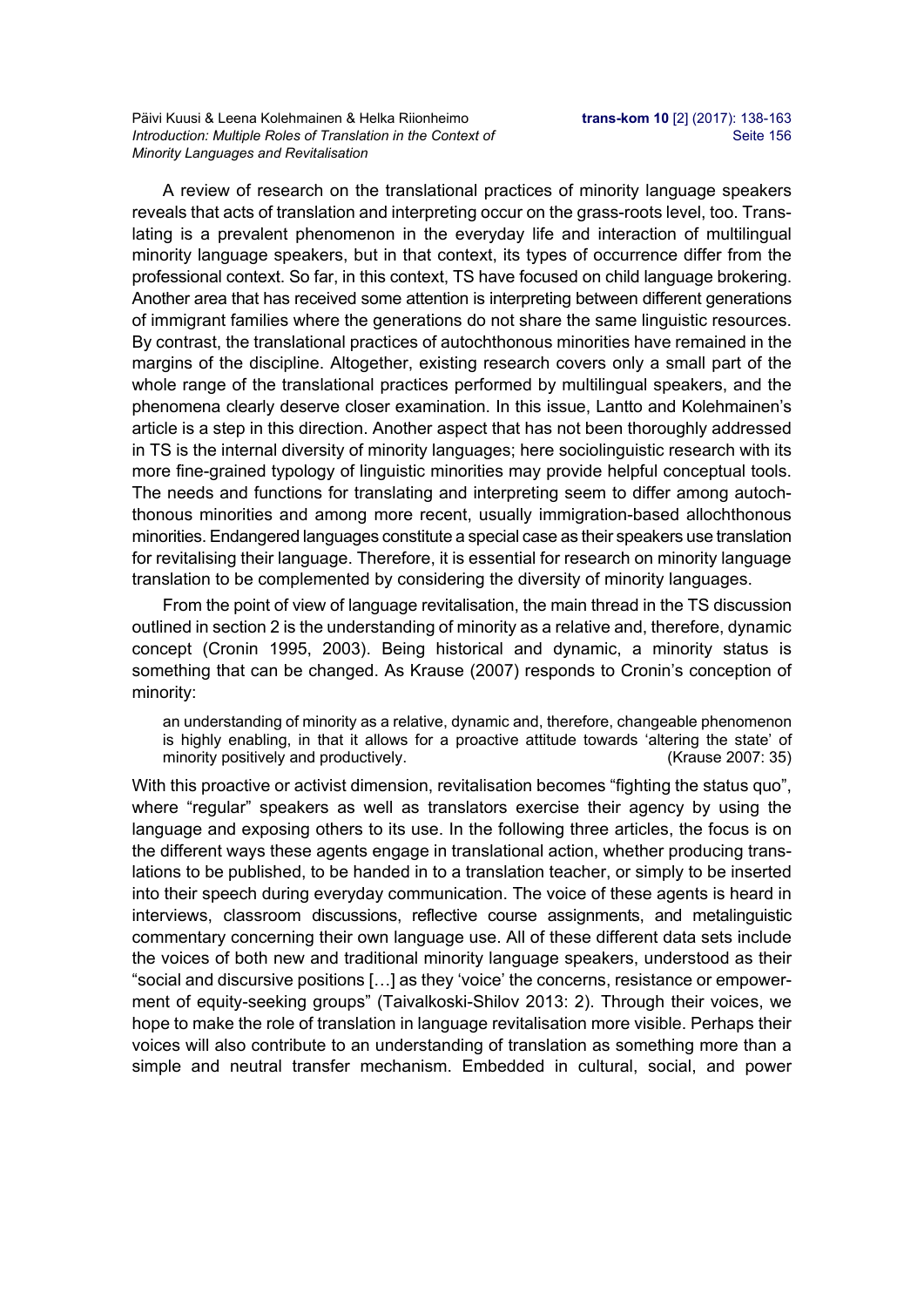A review of research on the translational practices of minority language speakers reveals that acts of translation and interpreting occur on the grass-roots level, too. Translating is a prevalent phenomenon in the everyday life and interaction of multilingual minority language speakers, but in that context, its types of occurrence differ from the professional context. So far, in this context, TS have focused on child language brokering. Another area that has received some attention is interpreting between different generations of immigrant families where the generations do not share the same linguistic resources. By contrast, the translational practices of autochthonous minorities have remained in the margins of the discipline. Altogether, existing research covers only a small part of the whole range of the translational practices performed by multilingual speakers, and the phenomena clearly deserve closer examination. In this issue, Lantto and Kolehmainen's article is a step in this direction. Another aspect that has not been thoroughly addressed in TS is the internal diversity of minority languages; here sociolinguistic research with its more fine-grained typology of linguistic minorities may provide helpful conceptual tools. The needs and functions for translating and interpreting seem to differ among autochthonous minorities and among more recent, usually immigration-based allochthonous minorities. Endangered languages constitute a special case as their speakers use translation for revitalising their language. Therefore, it is essential for research on minority language translation to be complemented by considering the diversity of minority languages.

From the point of view of language revitalisation, the main thread in the TS discussion outlined in section 2 is the understanding of minority as a relative and, therefore, dynamic concept (Cronin 1995, 2003). Being historical and dynamic, a minority status is something that can be changed. As Krause (2007) responds to Cronin's conception of minority:

> an understanding of minority as a relative, dynamic and, therefore, changeable phenomenon is highly enabling, in that it allows for a proactive attitude towards 'altering the state' of minority positively and productively. (Krause 2007: 35)

With this proactive or activist dimension, revitalisation becomes "fighting the status quo", where "regular" speakers as well as translators exercise their agency by using the language and exposing others to its use. In the following three articles, the focus is on the different ways these agents engage in translational action, whether producing translations to be published, to be handed in to a translation teacher, or simply to be inserted into their speech during everyday communication. The voice of these agents is heard in interviews, classroom discussions, reflective course assignments, and metalinguistic commentary concerning their own language use. All of these different data sets include the voices of both new and traditional minority language speakers, understood as their "social and discursive positions […] as they 'voice' the concerns, resistance or empowerment of equity-seeking groups" (Taivalkoski-Shilov 2013: 2). Through their voices, we hope to make the role of translation in language revitalisation more visible. Perhaps their voices will also contribute to an understanding of translation as something more than a simple and neutral transfer mechanism. Embedded in cultural, social, and power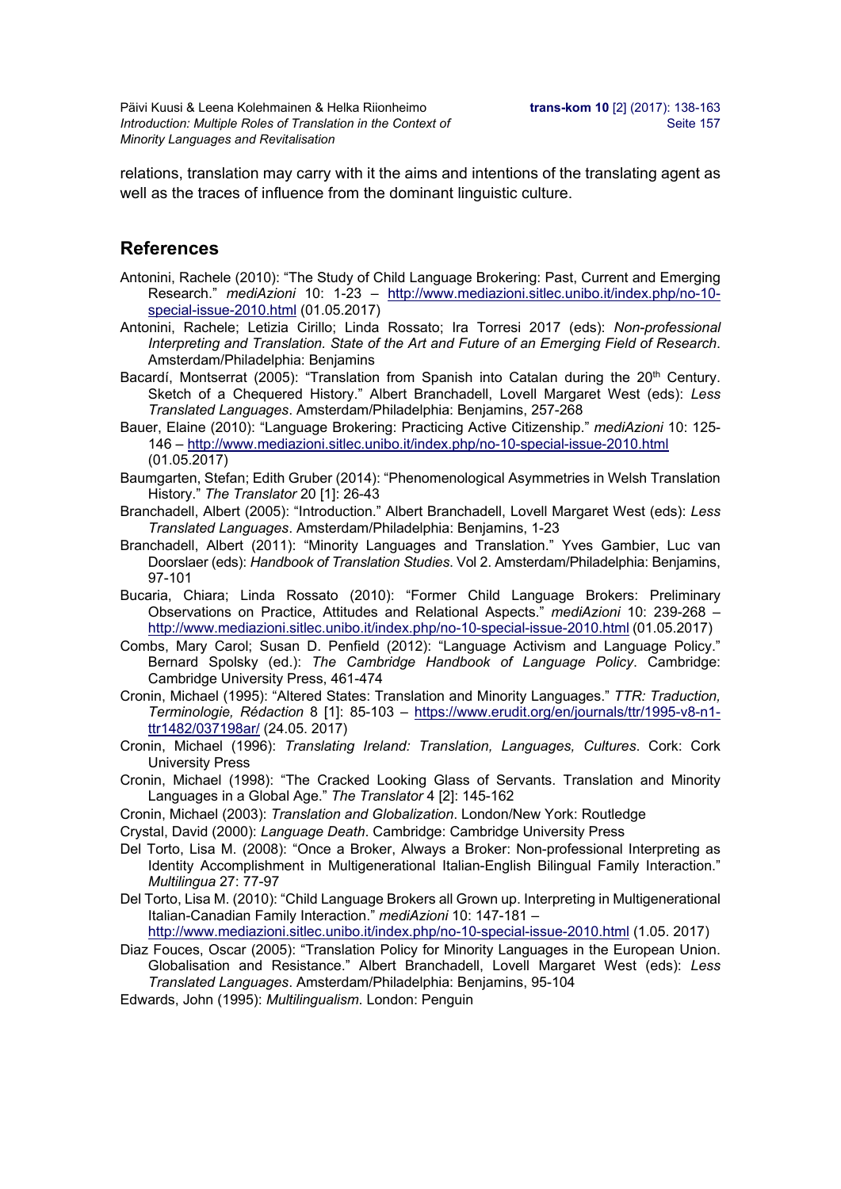relations, translation may carry with it the aims and intentions of the translating agent as well as the traces of influence from the dominant linguistic culture.

## References

Antonini, Rachele (2010): "The Study of Child Language Brokering: Past, Current and Emerging Research." *mediAzioni* 10: 1-23 – http://www.mediazioni.sitlec.unibo.it/index.php/no-10-special-issue-2010.html (01.05.2017)

Antonini, Rachele; Letizia Cirillo; Linda Rossato; Ira Torresi 2017 (eds): *Non-professional Interpreting and Translation. State of the Art and Future of an Emerging Field of Research*. Amsterdam/Philadelphia: Benjamins

Bacardí, Montserrat (2005): "Translation from Spanish into Catalan during the 20th Century. Sketch of a Chequered History." Albert Branchadell, Lovell Margaret West (eds): *Less Translated Languages*. Amsterdam/Philadelphia: Benjamins, 257-268

Bauer, Elaine (2010): "Language Brokering: Practicing Active Citizenship." *mediAzioni* 10: 125-146 – http://www.mediazioni.sitlec.unibo.it/index.php/no-10-special-issue-2010.html (01.05.2017)

Baumgarten, Stefan; Edith Gruber (2014): "Phenomenological Asymmetries in Welsh Translation History." *The Translator* 20 [1]: 26-43

Branchadell, Albert (2005): "Introduction." Albert Branchadell, Lovell Margaret West (eds): *Less Translated Languages*. Amsterdam/Philadelphia: Benjamins, 1-23

Branchadell, Albert (2011): "Minority Languages and Translation." Yves Gambier, Luc van Doorslaer (eds): *Handbook of Translation Studies*. Vol 2. Amsterdam/Philadelphia: Benjamins, 97-101

Bucaria, Chiara; Linda Rossato (2010): "Former Child Language Brokers: Preliminary Observations on Practice, Attitudes and Relational Aspects." *mediAzioni* 10: 239-268 – http://www.mediazioni.sitlec.unibo.it/index.php/no-10-special-issue-2010.html (01.05.2017)

Combs, Mary Carol; Susan D. Penfield (2012): "Language Activism and Language Policy." Bernard Spolsky (ed.): *The Cambridge Handbook of Language Policy*. Cambridge: Cambridge University Press, 461-474

Cronin, Michael (1995): "Altered States: Translation and Minority Languages." *TTR: Traduction, Terminologie, Rédaction* 8 [1]: 85-103 – https://www.erudit.org/en/journals/ttr/1995-v8-n1-ttr1482/037198ar/ (24.05. 2017)

Cronin, Michael (1996): *Translating Ireland: Translation, Languages, Cultures*. Cork: Cork University Press

Cronin, Michael (1998): "The Cracked Looking Glass of Servants. Translation and Minority Languages in a Global Age." *The Translator* 4 [2]: 145-162

Cronin, Michael (2003): *Translation and Globalization*. London/New York: Routledge

Crystal, David (2000): *Language Death*. Cambridge: Cambridge University Press

Del Torto, Lisa M. (2008): "Once a Broker, Always a Broker: Non-professional Interpreting as Identity Accomplishment in Multigenerational Italian-English Bilingual Family Interaction." *Multilingua* 27: 77-97

Del Torto, Lisa M. (2010): "Child Language Brokers all Grown up. Interpreting in Multigenerational Italian-Canadian Family Interaction." *mediAzioni* 10: 147-181 – http://www.mediazioni.sitlec.unibo.it/index.php/no-10-special-issue-2010.html (1.05. 2017)

Diaz Fouces, Oscar (2005): "Translation Policy for Minority Languages in the European Union. Globalisation and Resistance." Albert Branchadell, Lovell Margaret West (eds): *Less Translated Languages*. Amsterdam/Philadelphia: Benjamins, 95-104

Edwards, John (1995): *Multilingualism*. London: Penguin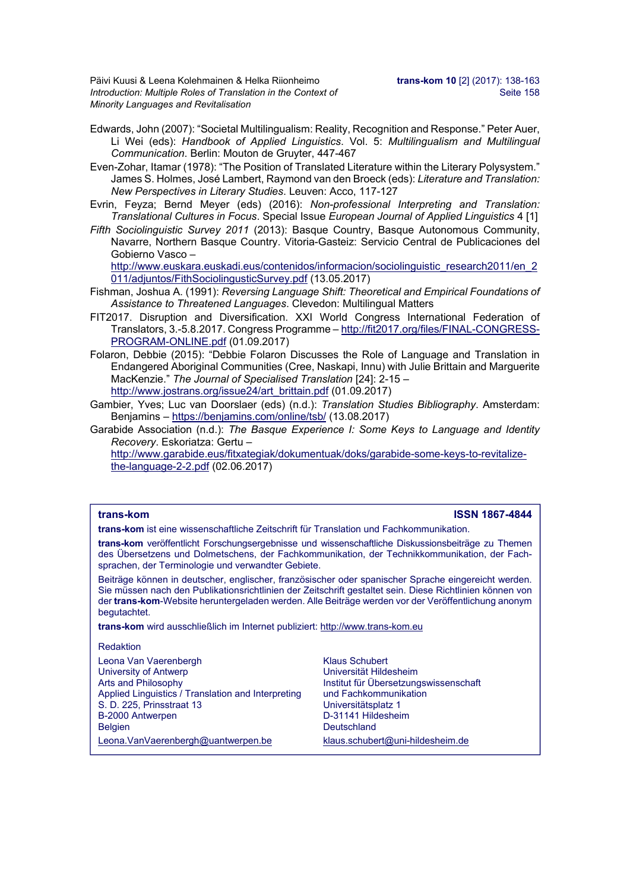Edwards, John (2007): "Societal Multilingualism: Reality, Recognition and Response." Peter Auer, Li Wei (eds): *Handbook of Applied Linguistics*. Vol. 5: *Multilingualism and Multilingual Communication*. Berlin: Mouton de Gruyter, 447-467

Even-Zohar, Itamar (1978): "The Position of Translated Literature within the Literary Polysystem." James S. Holmes, José Lambert, Raymond van den Broeck (eds): *Literature and Translation: New Perspectives in Literary Studies*. Leuven: Acco, 117-127

Evrin, Feyza; Bernd Meyer (eds) (2016): *Non-professional Interpreting and Translation: Translational Cultures in Focus*. Special Issue *European Journal of Applied Linguistics* 4 [1]

*Fifth Sociolinguistic Survey 2011* (2013): Basque Country, Basque Autonomous Community, Navarre, Northern Basque Country. Vitoria-Gasteiz: Servicio Central de Publicaciones del Gobierno Vasco – http://www.euskara.euskadi.eus/contenidos/informacion/sociolinguistic_research2011/en_2011/adjuntos/FithSociolingusticSurvey.pdf (13.05.2017)

Fishman, Joshua A. (1991): *Reversing Language Shift: Theoretical and Empirical Foundations of Assistance to Threatened Languages*. Clevedon: Multilingual Matters

FIT2017. Disruption and Diversification. XXI World Congress International Federation of Translators, 3.-5.8.2017. Congress Programme – http://fit2017.org/files/FINAL-CONGRESS-PROGRAM-ONLINE.pdf (01.09.2017)

Folaron, Debbie (2015): "Debbie Folaron Discusses the Role of Language and Translation in Endangered Aboriginal Communities (Cree, Naskapi, Innu) with Julie Brittain and Marguerite MacKenzie." *The Journal of Specialised Translation* [24]: 2-15 – http://www.jostrans.org/issue24/art_brittain.pdf (01.09.2017)

Gambier, Yves; Luc van Doorslaer (eds) (n.d.): *Translation Studies Bibliography*. Amsterdam: Benjamins – https://benjamins.com/online/tsb/ (13.08.2017)

Garabide Association (n.d.): *The Basque Experience I: Some Keys to Language and Identity Recovery*. Eskoriatza: Gertu – http://www.garabide.eus/fitxategiak/dokumentuak/doks/garabide-some-keys-to-revitalize-the-language-2-2.pdf (02.06.2017)

**trans-kom** **ISSN 1867-4844**

**trans-kom** ist eine wissenschaftliche Zeitschrift für Translation und Fachkommunikation.

**trans-kom** veröffentlicht Forschungsergebnisse und wissenschaftliche Diskussionsbeiträge zu Themen des Übersetzens und Dolmetschens, der Fachkommunikation, der Technikkommunikation, der Fachsprachen, der Terminologie und verwandter Gebiete.

Beiträge können in deutscher, englischer, französischer oder spanischer Sprache eingereicht werden. Sie müssen nach den Publikationsrichtlinien der Zeitschrift gestaltet sein. Diese Richtlinien können von der **trans-kom**-Website heruntergeladen werden. Alle Beiträge werden vor der Veröffentlichung anonym begutachtet.

**trans-kom** wird ausschließlich im Internet publiziert: http://www.trans-kom.eu

Redaktion

Leona Van Vaerenbergh
University of Antwerp
Arts and Philosophy
Applied Linguistics / Translation and Interpreting
S. D. 225, Prinsstraat 13
B-2000 Antwerpen
Belgien
Leona.VanVaerenbergh@uantwerpen.be

Klaus Schubert
Universität Hildesheim
Institut für Übersetzungswissenschaft und Fachkommunikation
Universitätsplatz 1
D-31141 Hildesheim
Deutschland
klaus.schubert@uni-hildesheim.de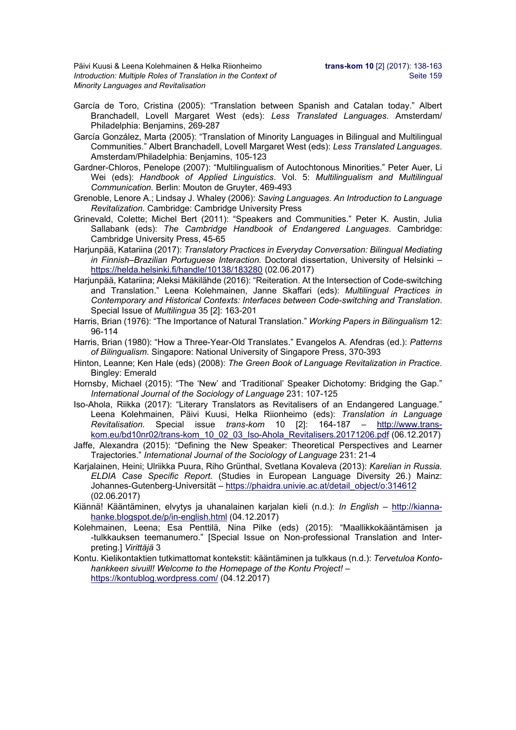García de Toro, Cristina (2005): "Translation between Spanish and Catalan today." Albert Branchadell, Lovell Margaret West (eds): *Less Translated Languages*. Amsterdam/ Philadelphia: Benjamins, 269-287

García González, Marta (2005): "Translation of Minority Languages in Bilingual and Multilingual Communities." Albert Branchadell, Lovell Margaret West (eds): *Less Translated Languages*. Amsterdam/Philadelphia: Benjamins, 105-123

Gardner-Chloros, Penelope (2007): "Multilingualism of Autochtonous Minorities." Peter Auer, Li Wei (eds): *Handbook of Applied Linguistics*. Vol. 5: *Multilingualism and Multilingual Communication.* Berlin: Mouton de Gruyter, 469-493

Grenoble, Lenore A.; Lindsay J. Whaley (2006): *Saving Languages. An Introduction to Language Revitalization*. Cambridge: Cambridge University Press

Grinevald, Colette; Michel Bert (2011): "Speakers and Communities." Peter K. Austin, Julia Sallabank (eds): *The Cambridge Handbook of Endangered Languages*. Cambridge: Cambridge University Press, 45-65

Harjunpää, Katariina (2017): *Translatory Practices in Everyday Conversation: Bilingual Mediating in Finnish–Brazilian Portuguese Interaction.* Doctoral dissertation, University of Helsinki – https://helda.helsinki.fi/handle/10138/183280 (02.06.2017)

Harjunpää, Katariina; Aleksi Mäkilähde (2016): "Reiteration. At the Intersection of Code-switching and Translation." Leena Kolehmainen, Janne Skaffari (eds): *Multilingual Practices in Contemporary and Historical Contexts: Interfaces between Code-switching and Translation*. Special Issue of *Multilingua* 35 [2]: 163-201

Harris, Brian (1976): "The Importance of Natural Translation." *Working Papers in Bilingualism* 12: 96-114

Harris, Brian (1980): "How a Three-Year-Old Translates." Evangelos A. Afendras (ed.): *Patterns of Bilingualism*. Singapore: National University of Singapore Press, 370-393

Hinton, Leanne; Ken Hale (eds) (2008): *The Green Book of Language Revitalization in Practice*. Bingley: Emerald

Hornsby, Michael (2015): "The 'New' and 'Traditional' Speaker Dichotomy: Bridging the Gap." *International Journal of the Sociology of Language* 231: 107-125

Iso-Ahola, Riikka (2017): "Literary Translators as Revitalisers of an Endangered Language." Leena Kolehmainen, Päivi Kuusi, Helka Riionheimo (eds): *Translation in Language Revitalisation*. Special issue *trans-kom* 10 [2]: 164-187 – http://www.trans-kom.eu/bd10nr02/trans-kom_10_02_03_Iso-Ahola_Revitalisers.20171206.pdf (06.12.2017)

Jaffe, Alexandra (2015): "Defining the New Speaker: Theoretical Perspectives and Learner Trajectories." *International Journal of the Sociology of Language* 231: 21-4

Karjalainen, Heini; Ulriikka Puura, Riho Grünthal, Svetlana Kovaleva (2013): *Karelian in Russia. ELDIA Case Specific Report.* (Studies in European Language Diversity 26.) Mainz: Johannes-Gutenberg-Universität – https://phaidra.univie.ac.at/detail_object/o:314612 (02.06.2017)

Kiännä! Kääntäminen, elvytys ja uhanalainen karjalan kieli (n.d.): *In English* – http://kianna-hanke.blogspot.de/p/in-english.html (04.12.2017)

Kolehmainen, Leena; Esa Penttilä, Nina Pilke (eds) (2015): "Maallikkokääntämisen ja -tulkkauksen teemanumero." [Special Issue on Non-professional Translation and Interpreting.] *Virittäjä* 3

Kontu. Kielikontaktien tutkimattomat kontekstit: kääntäminen ja tulkkaus (n.d.): *Tervetuloa Konto-hankkeen sivuill! Welcome to the Homepage of the Kontu Project!* – https://kontublog.wordpress.com/ (04.12.2017)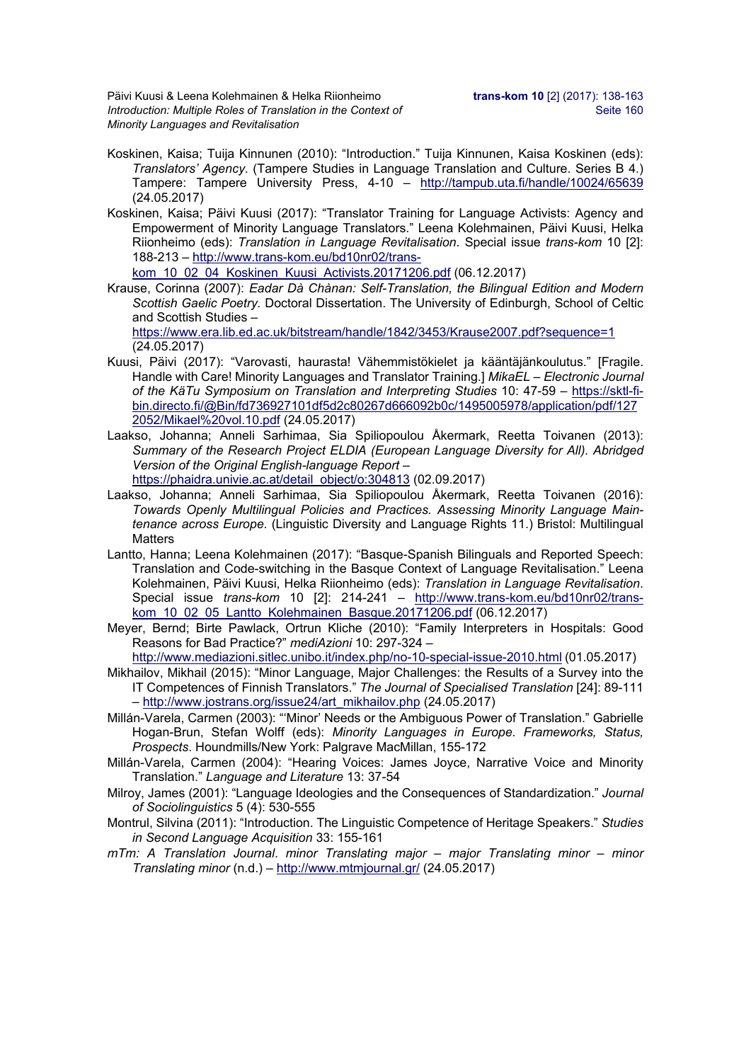Koskinen, Kaisa; Tuija Kinnunen (2010): "Introduction." Tuija Kinnunen, Kaisa Koskinen (eds): *Translators' Agency*. (Tampere Studies in Language Translation and Culture. Series B 4.) Tampere: Tampere University Press, 4-10 – http://tampub.uta.fi/handle/10024/65639 (24.05.2017)

Koskinen, Kaisa; Päivi Kuusi (2017): "Translator Training for Language Activists: Agency and Empowerment of Minority Language Translators." Leena Kolehmainen, Päivi Kuusi, Helka Riionheimo (eds): *Translation in Language Revitalisation*. Special issue *trans-kom* 10 [2]: 188-213 – http://www.trans-kom.eu/bd10nr02/trans-kom_10_02_04_Koskinen_Kuusi_Activists.20171206.pdf (06.12.2017)

Krause, Corinna (2007): *Eadar Dà Chànan: Self-Translation, the Bilingual Edition and Modern Scottish Gaelic Poetry*. Doctoral Dissertation. The University of Edinburgh, School of Celtic and Scottish Studies – https://www.era.lib.ed.ac.uk/bitstream/handle/1842/3453/Krause2007.pdf?sequence=1 (24.05.2017)

Kuusi, Päivi (2017): "Varovasti, haurasta! Vähemmistökielet ja kääntäjänkoulutus." [Fragile. Handle with Care! Minority Languages and Translator Training.] *MikaEL – Electronic Journal of the KäTu Symposium on Translation and Interpreting Studies* 10: 47-59 – https://sktl-fi-bin.directo.fi/@Bin/fd736927101df5d2c80267d666092b0c/1495005978/application/pdf/1272052/Mikael%20vol.10.pdf (24.05.2017)

Laakso, Johanna; Anneli Sarhimaa, Sia Spiliopoulou Åkermark, Reetta Toivanen (2013): *Summary of the Research Project ELDIA (European Language Diversity for All). Abridged Version of the Original English-language Report* – https://phaidra.univie.ac.at/detail_object/o:304813 (02.09.2017)

Laakso, Johanna; Anneli Sarhimaa, Sia Spiliopoulou Åkermark, Reetta Toivanen (2016): *Towards Openly Multilingual Policies and Practices. Assessing Minority Language Maintenance across Europe*. (Linguistic Diversity and Language Rights 11.) Bristol: Multilingual Matters

Lantto, Hanna; Leena Kolehmainen (2017): "Basque-Spanish Bilinguals and Reported Speech: Translation and Code-switching in the Basque Context of Language Revitalisation." Leena Kolehmainen, Päivi Kuusi, Helka Riionheimo (eds): *Translation in Language Revitalisation*. Special issue *trans-kom* 10 [2]: 214-241 – http://www.trans-kom.eu/bd10nr02/trans-kom_10_02_05_Lantto_Kolehmainen_Basque.20171206.pdf (06.12.2017)

Meyer, Bernd; Birte Pawlack, Ortrun Kliche (2010): "Family Interpreters in Hospitals: Good Reasons for Bad Practice?" *mediAzioni* 10: 297-324 – http://www.mediazioni.sitlec.unibo.it/index.php/no-10-special-issue-2010.html (01.05.2017)

Mikhailov, Mikhail (2015): "Minor Language, Major Challenges: the Results of a Survey into the IT Competences of Finnish Translators." *The Journal of Specialised Translation* [24]: 89-111 – http://www.jostrans.org/issue24/art_mikhailov.php (24.05.2017)

Millán-Varela, Carmen (2003): "'Minor' Needs or the Ambiguous Power of Translation." Gabrielle Hogan-Brun, Stefan Wolff (eds): *Minority Languages in Europe. Frameworks, Status, Prospects*. Houndmills/New York: Palgrave MacMillan, 155-172

Millán-Varela, Carmen (2004): "Hearing Voices: James Joyce, Narrative Voice and Minority Translation." *Language and Literature* 13: 37-54

Milroy, James (2001): "Language Ideologies and the Consequences of Standardization." *Journal of Sociolinguistics* 5 (4): 530-555

Montrul, Silvina (2011): "Introduction. The Linguistic Competence of Heritage Speakers." *Studies in Second Language Acquisition* 33: 155-161

*mTm: A Translation Journal. minor Translating major – major Translating minor – minor Translating minor* (n.d.) – http://www.mtmjournal.gr/ (24.05.2017)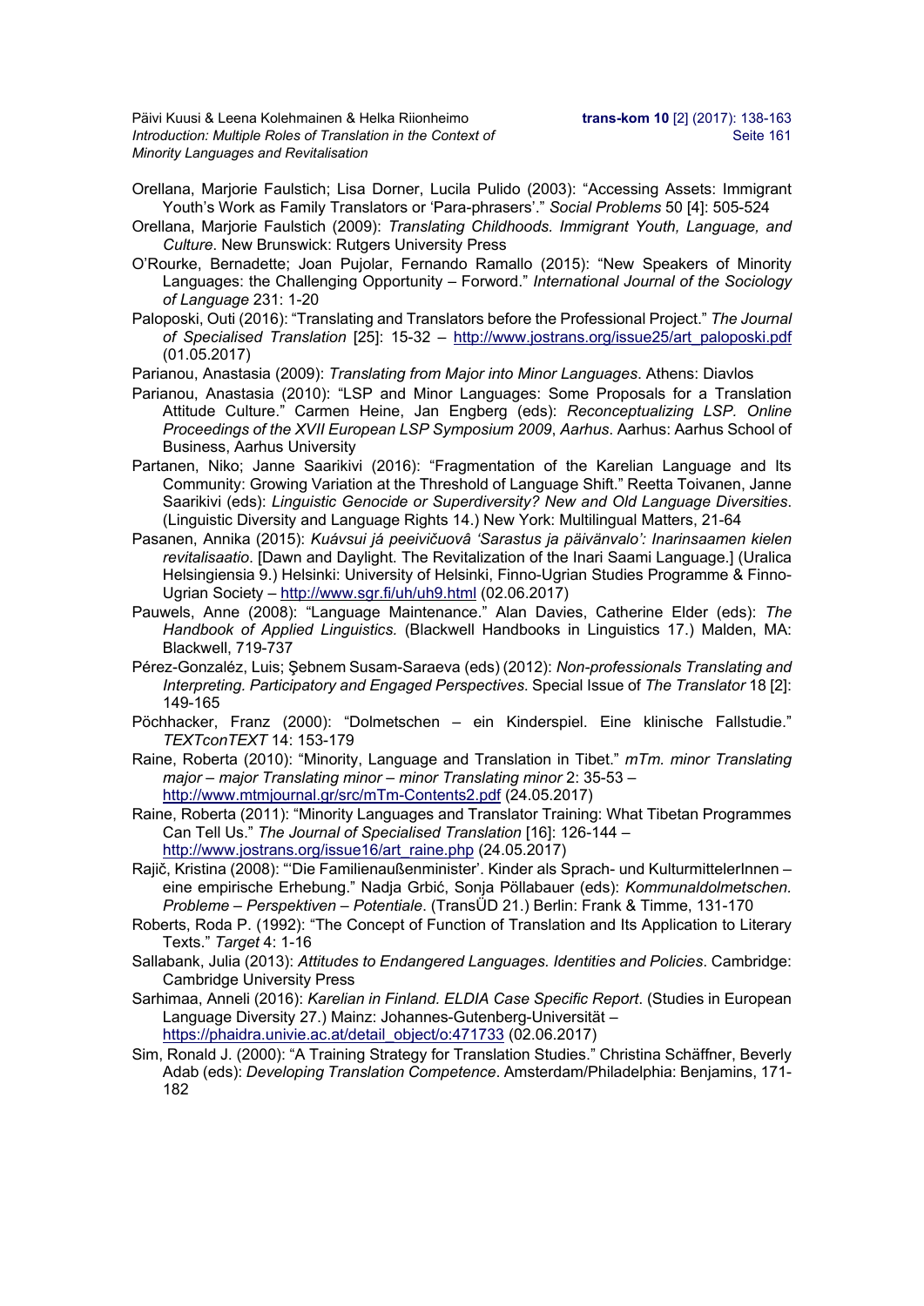Orellana, Marjorie Faulstich; Lisa Dorner, Lucila Pulido (2003): “Accessing Assets: Immigrant Youth’s Work as Family Translators or ‘Para-phrasers’.” *Social Problems* 50 [4]: 505-524

Orellana, Marjorie Faulstich (2009): *Translating Childhoods. Immigrant Youth, Language, and Culture*. New Brunswick: Rutgers University Press

O’Rourke, Bernadette; Joan Pujolar, Fernando Ramallo (2015): “New Speakers of Minority Languages: the Challenging Opportunity – Forword.” *International Journal of the Sociology of Language* 231: 1-20

Paloposki, Outi (2016): “Translating and Translators before the Professional Project.” *The Journal of Specialised Translation* [25]: 15-32 – http://www.jostrans.org/issue25/art_paloposki.pdf (01.05.2017)

Parianou, Anastasia (2009): *Translating from Major into Minor Languages*. Athens: Diavlos

Parianou, Anastasia (2010): “LSP and Minor Languages: Some Proposals for a Translation Attitude Culture.” Carmen Heine, Jan Engberg (eds): *Reconceptualizing LSP. Online Proceedings of the XVII European LSP Symposium 2009*, *Aarhus*. Aarhus: Aarhus School of Business, Aarhus University

Partanen, Niko; Janne Saarikivi (2016): “Fragmentation of the Karelian Language and Its Community: Growing Variation at the Threshold of Language Shift.” Reetta Toivanen, Janne Saarikivi (eds): *Linguistic Genocide or Superdiversity? New and Old Language Diversities*. (Linguistic Diversity and Language Rights 14.) New York: Multilingual Matters, 21-64

Pasanen, Annika (2015): *Kuávsui já peeivičuovâ ‘Sarastus ja päivänvalo’: Inarinsaamen kielen revitalisaatio*. [Dawn and Daylight. The Revitalization of the Inari Saami Language.] (Uralica Helsingiensia 9.) Helsinki: University of Helsinki, Finno-Ugrian Studies Programme & Finno-Ugrian Society – http://www.sgr.fi/uh/uh9.html (02.06.2017)

Pauwels, Anne (2008): “Language Maintenance.” Alan Davies, Catherine Elder (eds): *The Handbook of Applied Linguistics.* (Blackwell Handbooks in Linguistics 17.) Malden, MA: Blackwell, 719-737

Pérez-Gonzaléz, Luis; Şebnem Susam-Saraeva (eds) (2012): *Non-professionals Translating and Interpreting. Participatory and Engaged Perspectives*. Special Issue of *The Translator* 18 [2]: 149-165

Pöchhacker, Franz (2000): “Dolmetschen – ein Kinderspiel. Eine klinische Fallstudie.” *TEXTconTEXT* 14: 153-179

Raine, Roberta (2010): “Minority, Language and Translation in Tibet.” *mTm. minor Translating major – major Translating minor – minor Translating minor* 2: 35-53 – http://www.mtmjournal.gr/src/mTm-Contents2.pdf (24.05.2017)

Raine, Roberta (2011): “Minority Languages and Translator Training: What Tibetan Programmes Can Tell Us.” *The Journal of Specialised Translation* [16]: 126-144 – http://www.jostrans.org/issue16/art_raine.php (24.05.2017)

Rajič, Kristina (2008): “‘Die Familienaußenminister’. Kinder als Sprach- und KulturmittelerInnen – eine empirische Erhebung.” Nadja Grbić, Sonja Pöllabauer (eds): *Kommunaldolmetschen. Probleme – Perspektiven – Potentiale*. (TransÜD 21.) Berlin: Frank & Timme, 131-170

Roberts, Roda P. (1992): “The Concept of Function of Translation and Its Application to Literary Texts.” *Target* 4: 1-16

Sallabank, Julia (2013): *Attitudes to Endangered Languages. Identities and Policies*. Cambridge: Cambridge University Press

Sarhimaa, Anneli (2016): *Karelian in Finland. ELDIA Case Specific Report*. (Studies in European Language Diversity 27.) Mainz: Johannes-Gutenberg-Universität – https://phaidra.univie.ac.at/detail_object/o:471733 (02.06.2017)

Sim, Ronald J. (2000): “A Training Strategy for Translation Studies.” Christina Schäffner, Beverly Adab (eds): *Developing Translation Competence*. Amsterdam/Philadelphia: Benjamins, 171-182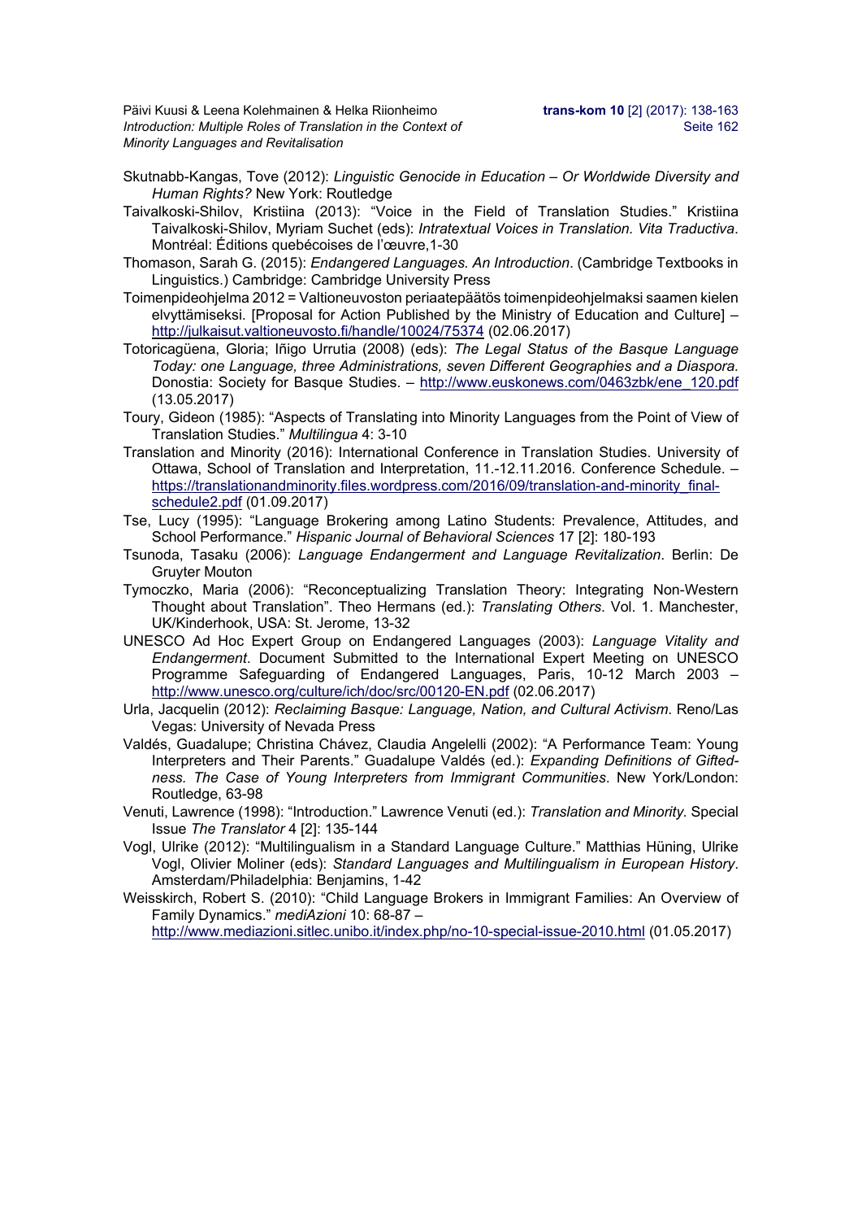Skutnabb-Kangas, Tove (2012): *Linguistic Genocide in Education – Or Worldwide Diversity and Human Rights?* New York: Routledge

Taivalkoski-Shilov, Kristiina (2013): "Voice in the Field of Translation Studies." Kristiina Taivalkoski-Shilov, Myriam Suchet (eds): *Intratextual Voices in Translation. Vita Traductiva*. Montréal: Éditions quebécoises de l'œuvre,1-30

Thomason, Sarah G. (2015): *Endangered Languages. An Introduction*. (Cambridge Textbooks in Linguistics.) Cambridge: Cambridge University Press

Toimenpideohjelma 2012 = Valtioneuvoston periaatepäätös toimenpideohjelmaksi saamen kielen elvyttämiseksi. [Proposal for Action Published by the Ministry of Education and Culture] – http://julkaisut.valtioneuvosto.fi/handle/10024/75374 (02.06.2017)

Totoricagüena, Gloria; Iñigo Urrutia (2008) (eds): *The Legal Status of the Basque Language Today: one Language, three Administrations, seven Different Geographies and a Diaspora.* Donostia: Society for Basque Studies. – http://www.euskonews.com/0463zbk/ene_120.pdf (13.05.2017)

Toury, Gideon (1985): "Aspects of Translating into Minority Languages from the Point of View of Translation Studies." *Multilingua* 4: 3-10

Translation and Minority (2016): International Conference in Translation Studies. University of Ottawa, School of Translation and Interpretation, 11.-12.11.2016. Conference Schedule. – https://translationandminority.files.wordpress.com/2016/09/translation-and-minority_final-schedule2.pdf (01.09.2017)

Tse, Lucy (1995): "Language Brokering among Latino Students: Prevalence, Attitudes, and School Performance." *Hispanic Journal of Behavioral Sciences* 17 [2]: 180-193

Tsunoda, Tasaku (2006): *Language Endangerment and Language Revitalization*. Berlin: De Gruyter Mouton

Tymoczko, Maria (2006): "Reconceptualizing Translation Theory: Integrating Non-Western Thought about Translation". Theo Hermans (ed.): *Translating Others*. Vol. 1. Manchester, UK/Kinderhook, USA: St. Jerome, 13-32

UNESCO Ad Hoc Expert Group on Endangered Languages (2003): *Language Vitality and Endangerment*. Document Submitted to the International Expert Meeting on UNESCO Programme Safeguarding of Endangered Languages, Paris, 10-12 March 2003 – http://www.unesco.org/culture/ich/doc/src/00120-EN.pdf (02.06.2017)

Urla, Jacquelin (2012): *Reclaiming Basque: Language, Nation, and Cultural Activism*. Reno/Las Vegas: University of Nevada Press

Valdés, Guadalupe; Christina Chávez, Claudia Angelelli (2002): "A Performance Team: Young Interpreters and Their Parents." Guadalupe Valdés (ed.): *Expanding Definitions of Giftedness. The Case of Young Interpreters from Immigrant Communities*. New York/London: Routledge, 63-98

Venuti, Lawrence (1998): "Introduction." Lawrence Venuti (ed.): *Translation and Minority.* Special Issue *The Translator* 4 [2]: 135-144

Vogl, Ulrike (2012): "Multilingualism in a Standard Language Culture." Matthias Hüning, Ulrike Vogl, Olivier Moliner (eds): *Standard Languages and Multilingualism in European History*. Amsterdam/Philadelphia: Benjamins, 1-42

Weisskirch, Robert S. (2010): "Child Language Brokers in Immigrant Families: An Overview of Family Dynamics." *mediAzioni* 10: 68-87 – http://www.mediazioni.sitlec.unibo.it/index.php/no-10-special-issue-2010.html (01.05.2017)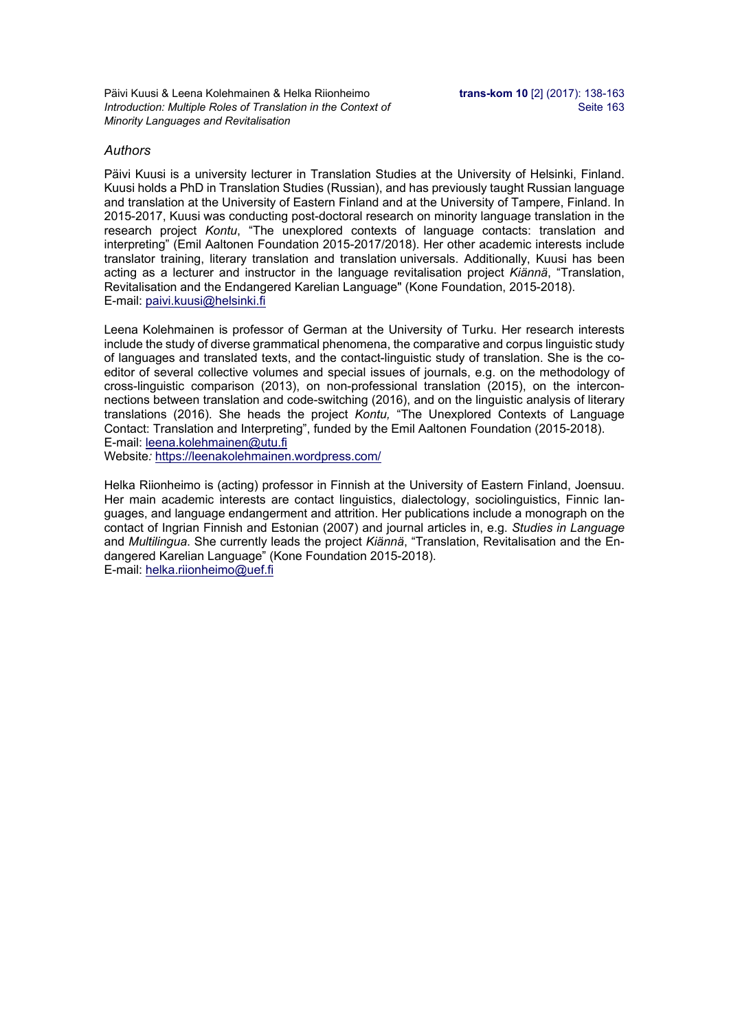### *Authors*

Päivi Kuusi is a university lecturer in Translation Studies at the University of Helsinki, Finland. Kuusi holds a PhD in Translation Studies (Russian), and has previously taught Russian language and translation at the University of Eastern Finland and at the University of Tampere, Finland. In 2015-2017, Kuusi was conducting post-doctoral research on minority language translation in the research project *Kontu*, "The unexplored contexts of language contacts: translation and interpreting" (Emil Aaltonen Foundation 2015-2017/2018). Her other academic interests include translator training, literary translation and translation universals. Additionally, Kuusi has been acting as a lecturer and instructor in the language revitalisation project *Kiännä*, "Translation, Revitalisation and the Endangered Karelian Language" (Kone Foundation, 2015-2018).
E-mail: paivi.kuusi@helsinki.fi

Leena Kolehmainen is professor of German at the University of Turku. Her research interests include the study of diverse grammatical phenomena, the comparative and corpus linguistic study of languages and translated texts, and the contact-linguistic study of translation. She is the co-editor of several collective volumes and special issues of journals, e.g. on the methodology of cross-linguistic comparison (2013), on non-professional translation (2015), on the interconnections between translation and code-switching (2016), and on the linguistic analysis of literary translations (2016). She heads the project *Kontu,* "The Unexplored Contexts of Language Contact: Translation and Interpreting", funded by the Emil Aaltonen Foundation (2015-2018).
E-mail: leena.kolehmainen@utu.fi
Website*:* https://leenakolehmainen.wordpress.com/

Helka Riionheimo is (acting) professor in Finnish at the University of Eastern Finland, Joensuu. Her main academic interests are contact linguistics, dialectology, sociolinguistics, Finnic languages, and language endangerment and attrition. Her publications include a monograph on the contact of Ingrian Finnish and Estonian (2007) and journal articles in, e.g. *Studies in Language* and *Multilingua*. She currently leads the project *Kiännä*, "Translation, Revitalisation and the Endangered Karelian Language" (Kone Foundation 2015-2018).
E-mail: helka.riionheimo@uef.fi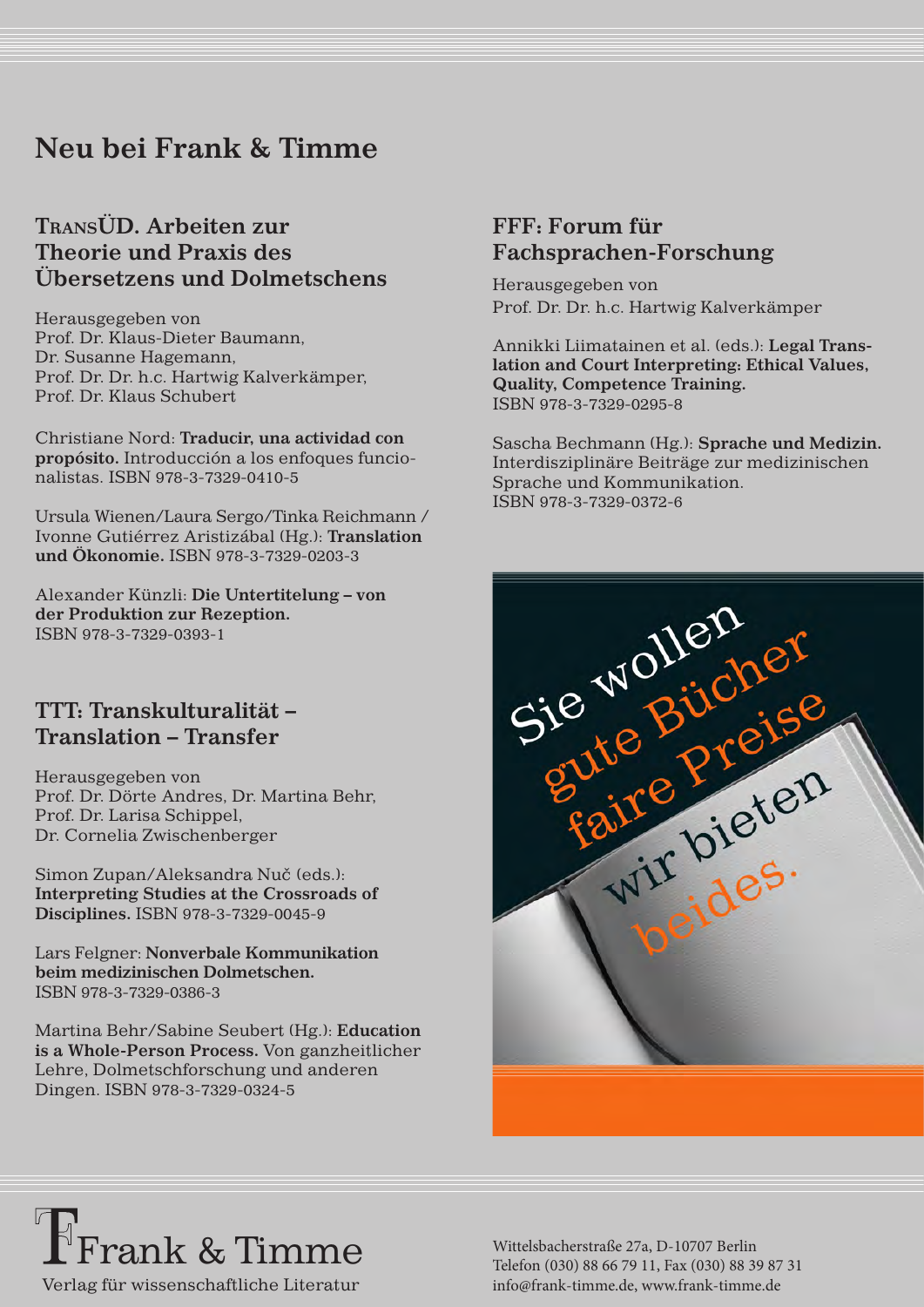# Neu bei Frank & Timme

## TransÜD. Arbeiten zur Theorie und Praxis des Übersetzens und Dolmetschens

Herausgegeben von
Prof. Dr. Klaus-Dieter Baumann,
Dr. Susanne Hagemann,
Prof. Dr. Dr. h.c. Hartwig Kalverkämper,
Prof. Dr. Klaus Schubert

Christiane Nord: **Traducir, una actividad con propósito.** Introducción a los enfoques funcionalistas. ISBN 978-3-7329-0410-5

Ursula Wienen/Laura Sergo/Tinka Reichmann / Ivonne Gutiérrez Aristizábal (Hg.): **Translation und Ökonomie.** ISBN 978-3-7329-0203-3

Alexander Künzli: **Die Untertitelung – von der Produktion zur Rezeption.** ISBN 978-3-7329-0393-1

## TTT: Transkulturalität – Translation – Transfer

Herausgegeben von
Prof. Dr. Dörte Andres, Dr. Martina Behr,
Prof. Dr. Larisa Schippel,
Dr. Cornelia Zwischenberger

Simon Zupan/Aleksandra Nuč (eds.): **Interpreting Studies at the Crossroads of Disciplines.** ISBN 978-3-7329-0045-9

Lars Felgner: **Nonverbale Kommunikation beim medizinischen Dolmetschen.** ISBN 978-3-7329-0386-3

Martina Behr/Sabine Seubert (Hg.): **Education is a Whole-Person Process.** Von ganzheitlicher Lehre, Dolmetschforschung und anderen Dingen. ISBN 978-3-7329-0324-5

## FFF: Forum für Fachsprachen-Forschung

Herausgegeben von
Prof. Dr. Dr. h.c. Hartwig Kalverkämper

Annikki Liimatainen et al. (eds.): **Legal Translation and Court Interpreting: Ethical Values, Quality, Competence Training.** ISBN 978-3-7329-0295-8

Sascha Bechmann (Hg.): **Sprache und Medizin.** Interdisziplinäre Beiträge zur medizinischen Sprache und Kommunikation. ISBN 978-3-7329-0372-6

Sie wollen gute Bücher faire Preise wir bieten beides.

Frank & Timme
Verlag für wissenschaftliche Literatur

Wittelsbacherstraße 27a, D-10707 Berlin
Telefon (030) 88 66 79 11, Fax (030) 88 39 87 31
info@frank-timme.de, www.frank-timme.de